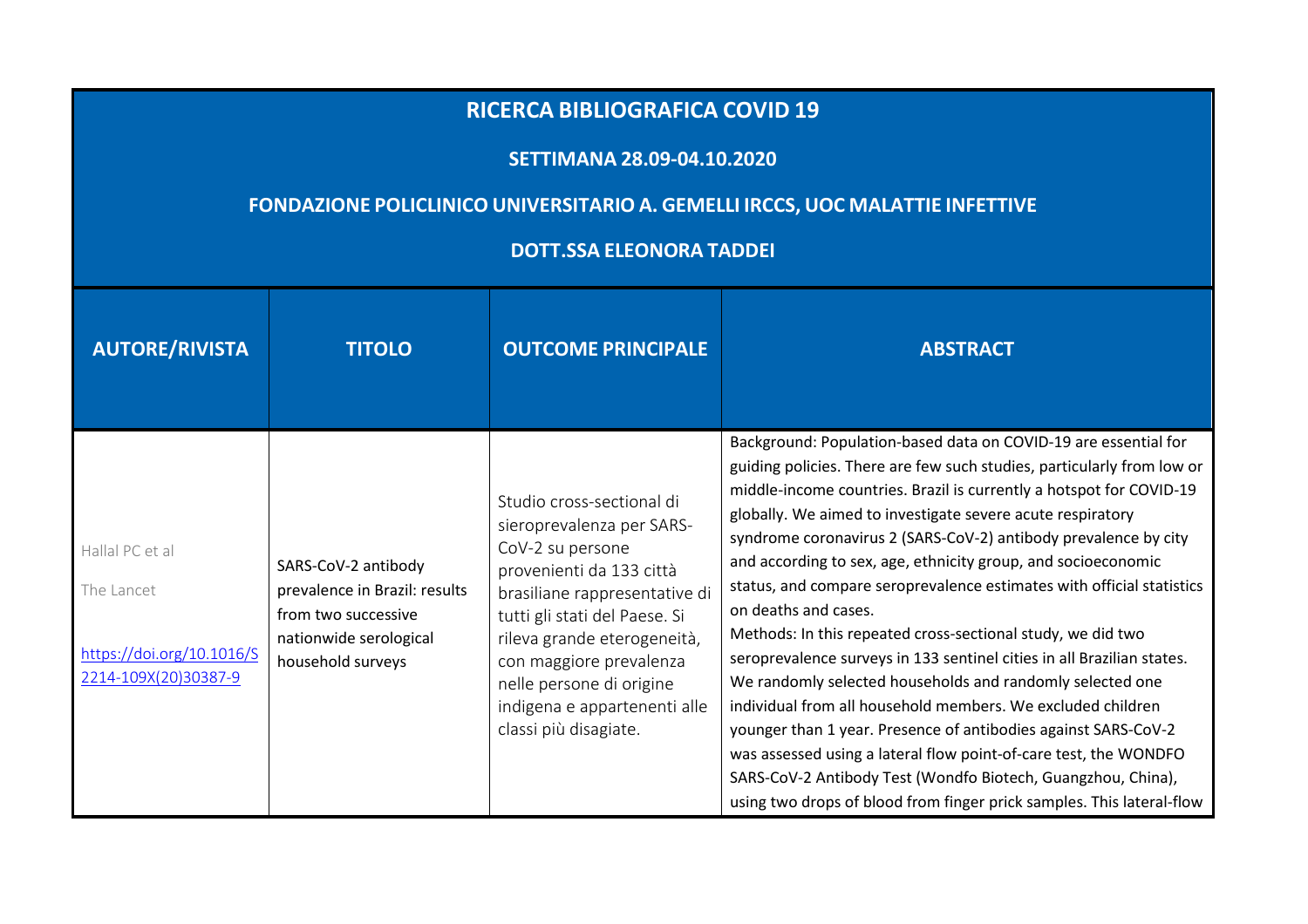# RICERCA BIBLIOGRAFICA COVID 19

## SETTIMANA 28.09-04.10.2020

## FONDAZIONE POLICLINICO UNIVERSITARIO A. GEMELLI IRCCS, UOC MALATTIE INFETTIVE

## DOTT.SSA ELEONORA TADDEI

| AUTORE/RIVISTA | TITOLO | OUTCOME PRINCIPALE | ABSTRACT |
|---|---|---|---|
| Hallal PC et al<br><br>The Lancet<br><br>https://doi.org/10.1016/S2214-109X(20)30387-9 | SARS-CoV-2 antibody prevalence in Brazil: results from two successive nationwide serological household surveys | Studio cross-sectional di sieroprevalenza per SARS-CoV-2 su persone provenienti da 133 città brasiliane rappresentative di tutti gli stati del Paese. Si rileva grande eterogeneità, con maggiore prevalenza nelle persone di origine indigena e appartenenti alle classi più disagiate. | Background: Population-based data on COVID-19 are essential for guiding policies. There are few such studies, particularly from low or middle-income countries. Brazil is currently a hotspot for COVID-19 globally. We aimed to investigate severe acute respiratory syndrome coronavirus 2 (SARS-CoV-2) antibody prevalence by city and according to sex, age, ethnicity group, and socioeconomic status, and compare seroprevalence estimates with official statistics on deaths and cases.<br>Methods: In this repeated cross-sectional study, we did two seroprevalence surveys in 133 sentinel cities in all Brazilian states. We randomly selected households and randomly selected one individual from all household members. We excluded children younger than 1 year. Presence of antibodies against SARS-CoV-2 was assessed using a lateral flow point-of-care test, the WONDFO SARS-CoV-2 Antibody Test (Wondfo Biotech, Guangzhou, China), using two drops of blood from finger prick samples. This lateral-flow |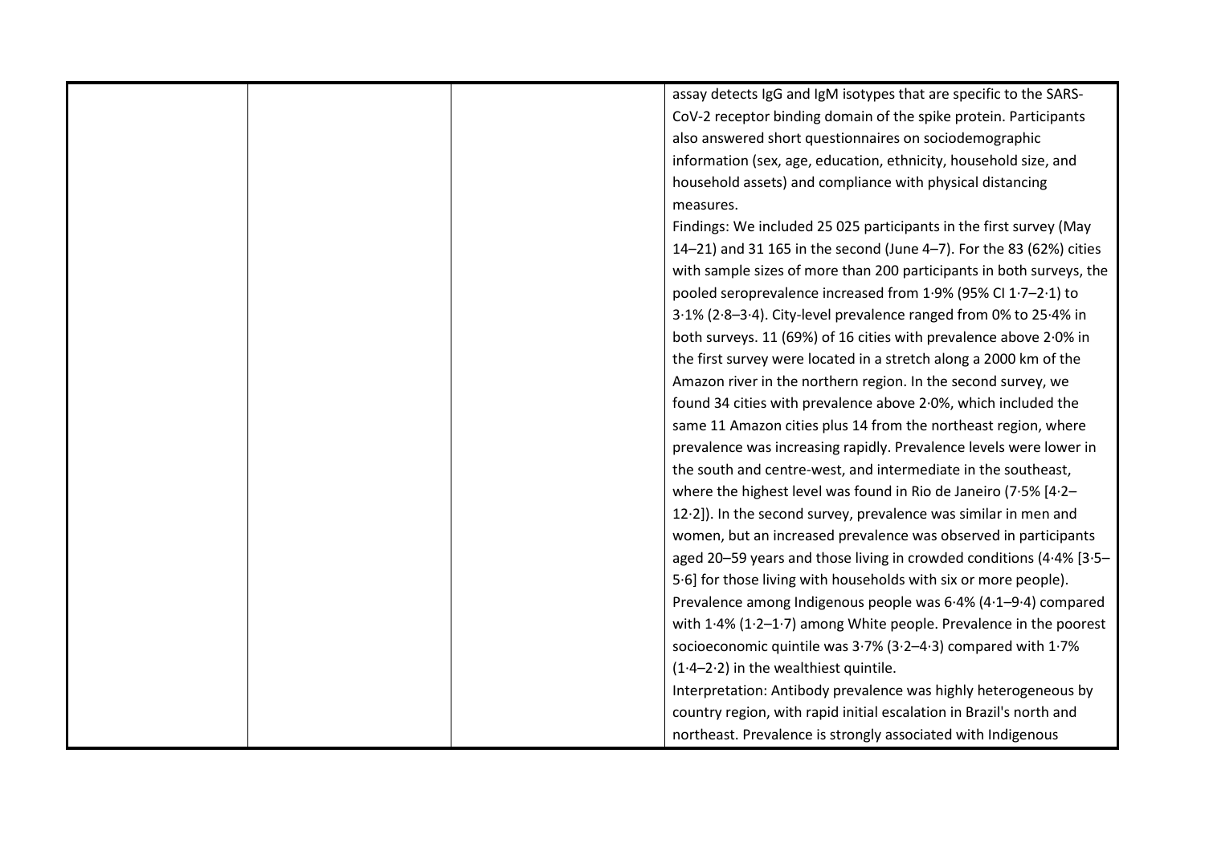| | | | |
|---|---|---|---|
| | | | assay detects IgG and IgM isotypes that are specific to the SARS-CoV-2 receptor binding domain of the spike protein. Participants also answered short questionnaires on sociodemographic information (sex, age, education, ethnicity, household size, and household assets) and compliance with physical distancing measures.<br>Findings: We included 25 025 participants in the first survey (May 14–21) and 31 165 in the second (June 4–7). For the 83 (62%) cities with sample sizes of more than 200 participants in both surveys, the pooled seroprevalence increased from 1·9% (95% CI 1·7–2·1) to 3·1% (2·8–3·4). City-level prevalence ranged from 0% to 25·4% in both surveys. 11 (69%) of 16 cities with prevalence above 2·0% in the first survey were located in a stretch along a 2000 km of the Amazon river in the northern region. In the second survey, we found 34 cities with prevalence above 2·0%, which included the same 11 Amazon cities plus 14 from the northeast region, where prevalence was increasing rapidly. Prevalence levels were lower in the south and centre-west, and intermediate in the southeast, where the highest level was found in Rio de Janeiro (7·5% [4·2–12·2]). In the second survey, prevalence was similar in men and women, but an increased prevalence was observed in participants aged 20–59 years and those living in crowded conditions (4·4% [3·5–5·6] for those living with households with six or more people). Prevalence among Indigenous people was 6·4% (4·1–9·4) compared with 1·4% (1·2–1·7) among White people. Prevalence in the poorest socioeconomic quintile was 3·7% (3·2–4·3) compared with 1·7% (1·4–2·2) in the wealthiest quintile.<br>Interpretation: Antibody prevalence was highly heterogeneous by country region, with rapid initial escalation in Brazil's north and northeast. Prevalence is strongly associated with Indigenous |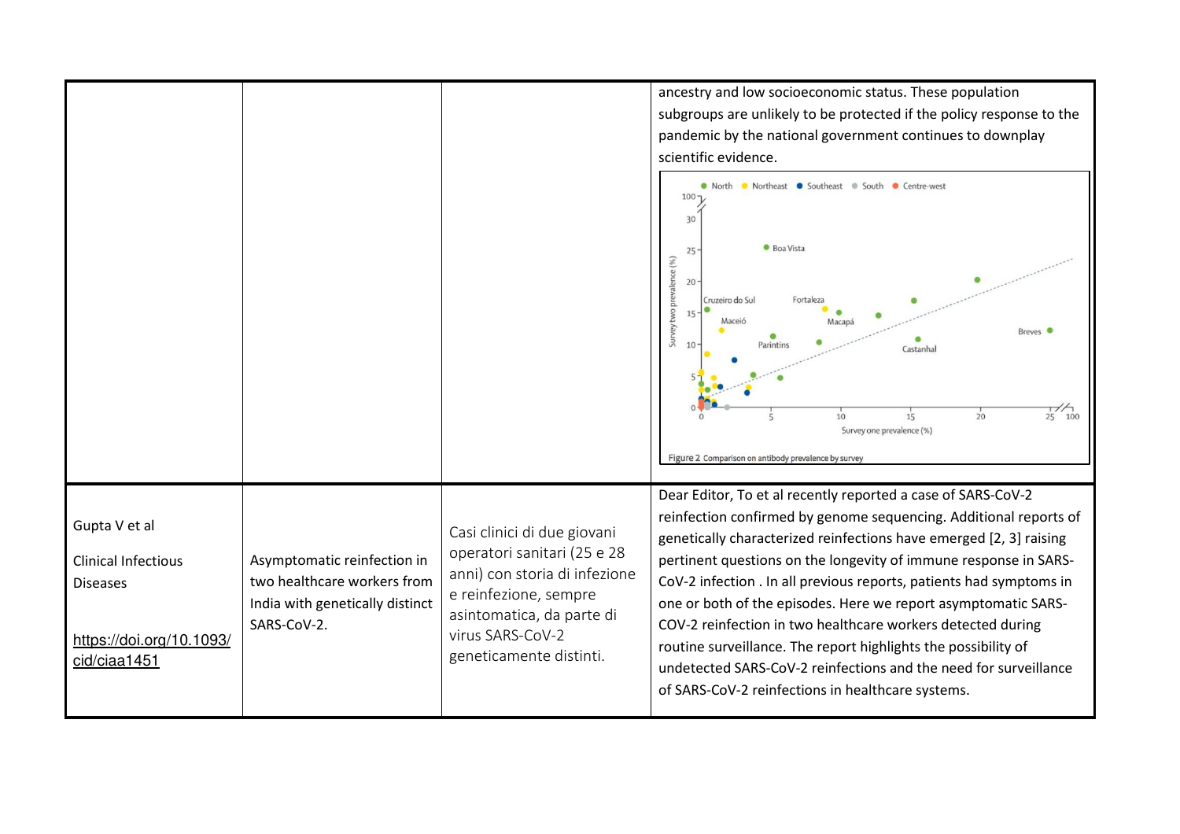| | | | |
|---|---|---|---|
| | | | ancestry and low socioeconomic status. These population subgroups are unlikely to be protected if the policy response to the pandemic by the national government continues to downplay scientific evidence. Figure 2 Comparison on antibody prevalence by survey |
| Gupta V et al Clinical Infectious Diseases https://doi.org/10.1093/cid/ciaa1451 | Asymptomatic reinfection in two healthcare workers from India with genetically distinct SARS-CoV-2. | Casi clinici di due giovani operatori sanitari (25 e 28 anni) con storia di infezione e reinfezione, sempre asintomatica, da parte di virus SARS-CoV-2 geneticamente distinti. | Dear Editor, To et al recently reported a case of SARS-CoV-2 reinfection confirmed by genome sequencing. Additional reports of genetically characterized reinfections have emerged [2, 3] raising pertinent questions on the longevity of immune response in SARS-CoV-2 infection . In all previous reports, patients had symptoms in one or both of the episodes. Here we report asymptomatic SARS-COV-2 reinfection in two healthcare workers detected during routine surveillance. The report highlights the possibility of undetected SARS-CoV-2 reinfections and the need for surveillance of SARS-CoV-2 reinfections in healthcare systems. |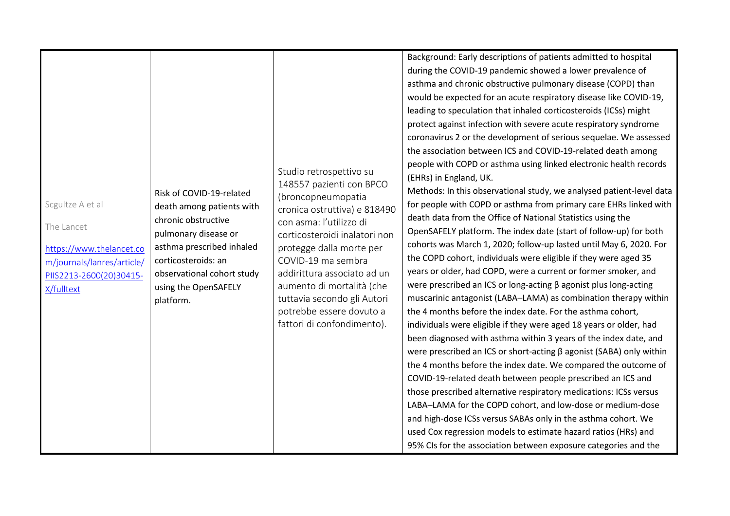| | | | |
|---|---|---|---|
| Scgultze A et al<br><br>The Lancet<br><br>[https://www.thelancet.com/journals/lanres/article/PIIS2213-2600(20)30415-X/fulltext](https://www.thelancet.com/journals/lanres/article/PIIS2213-2600(20)30415-X/fulltext) | Risk of COVID-19-related death among patients with chronic obstructive pulmonary disease or asthma prescribed inhaled corticosteroids: an observational cohort study using the OpenSAFELY platform. | Studio retrospettivo su 148557 pazienti con BPCO (broncopneumopatia cronica ostruttiva) e 818490 con asma: l'utilizzo di corticosteroidi inalatori non protegge dalla morte per COVID-19 ma sembra addirittura associato ad un aumento di mortalità (che tuttavia secondo gli Autori potrebbe essere dovuto a fattori di confondimento). | Background: Early descriptions of patients admitted to hospital during the COVID-19 pandemic showed a lower prevalence of asthma and chronic obstructive pulmonary disease (COPD) than would be expected for an acute respiratory disease like COVID-19, leading to speculation that inhaled corticosteroids (ICSs) might protect against infection with severe acute respiratory syndrome coronavirus 2 or the development of serious sequelae. We assessed the association between ICS and COVID-19-related death among people with COPD or asthma using linked electronic health records (EHRs) in England, UK.<br>Methods: In this observational study, we analysed patient-level data for people with COPD or asthma from primary care EHRs linked with death data from the Office of National Statistics using the OpenSAFELY platform. The index date (start of follow-up) for both cohorts was March 1, 2020; follow-up lasted until May 6, 2020. For the COPD cohort, individuals were eligible if they were aged 35 years or older, had COPD, were a current or former smoker, and were prescribed an ICS or long-acting β agonist plus long-acting muscarinic antagonist (LABA–LAMA) as combination therapy within the 4 months before the index date. For the asthma cohort, individuals were eligible if they were aged 18 years or older, had been diagnosed with asthma within 3 years of the index date, and were prescribed an ICS or short-acting β agonist (SABA) only within the 4 months before the index date. We compared the outcome of COVID-19-related death between people prescribed an ICS and those prescribed alternative respiratory medications: ICSs versus LABA–LAMA for the COPD cohort, and low-dose or medium-dose and high-dose ICSs versus SABAs only in the asthma cohort. We used Cox regression models to estimate hazard ratios (HRs) and 95% CIs for the association between exposure categories and the |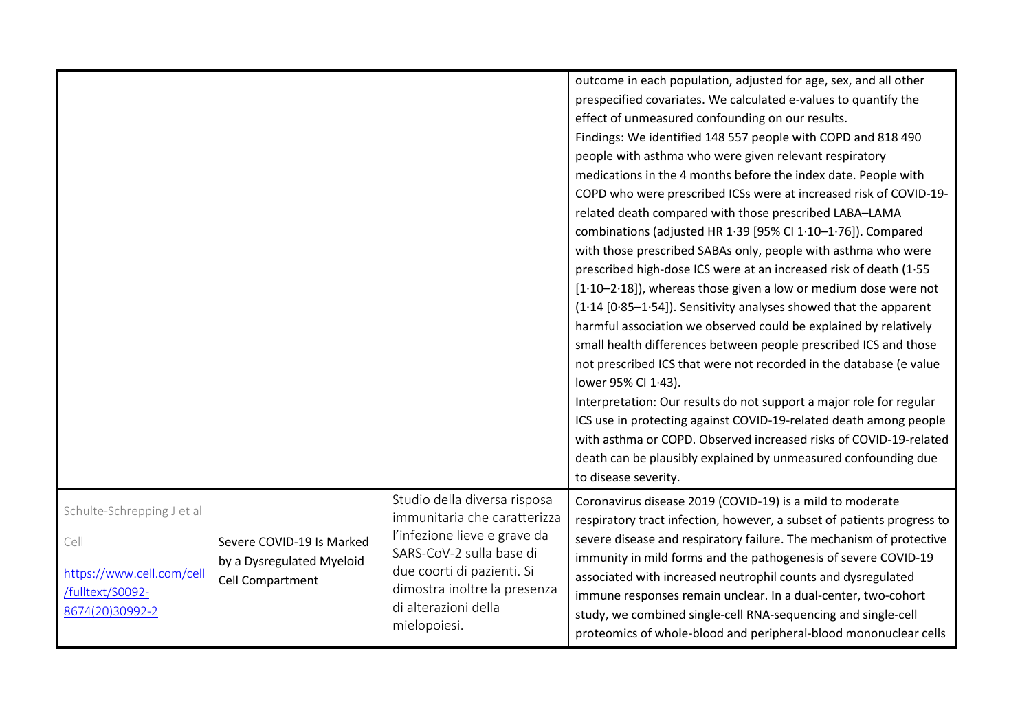| | | | |
|---|---|---|---|
| | | | outcome in each population, adjusted for age, sex, and all other prespecified covariates. We calculated e-values to quantify the effect of unmeasured confounding on our results.<br>Findings: We identified 148 557 people with COPD and 818 490 people with asthma who were given relevant respiratory medications in the 4 months before the index date. People with COPD who were prescribed ICSs were at increased risk of COVID-19-related death compared with those prescribed LABA–LAMA combinations (adjusted HR 1·39 [95% CI 1·10–1·76]). Compared with those prescribed SABAs only, people with asthma who were prescribed high-dose ICS were at an increased risk of death (1·55 [1·10–2·18]), whereas those given a low or medium dose were not (1·14 [0·85–1·54]). Sensitivity analyses showed that the apparent harmful association we observed could be explained by relatively small health differences between people prescribed ICS and those not prescribed ICS that were not recorded in the database (e value lower 95% CI 1·43).<br>Interpretation: Our results do not support a major role for regular ICS use in protecting against COVID-19-related death among people with asthma or COPD. Observed increased risks of COVID-19-related death can be plausibly explained by unmeasured confounding due to disease severity. |
| Schulte-Schrepping J et al<br>Cell<br>https://www.cell.com/cell/fulltext/S0092-8674(20)30992-2 | Severe COVID-19 Is Marked by a Dysregulated Myeloid Cell Compartment | Studio della diversa risposa immunitaria che caratterizza l'infezione lieve e grave da SARS-CoV-2 sulla base di due coorti di pazienti. Si dimostra inoltre la presenza di alterazioni della mielopoiesi. | Coronavirus disease 2019 (COVID-19) is a mild to moderate respiratory tract infection, however, a subset of patients progress to severe disease and respiratory failure. The mechanism of protective immunity in mild forms and the pathogenesis of severe COVID-19 associated with increased neutrophil counts and dysregulated immune responses remain unclear. In a dual-center, two-cohort study, we combined single-cell RNA-sequencing and single-cell proteomics of whole-blood and peripheral-blood mononuclear cells |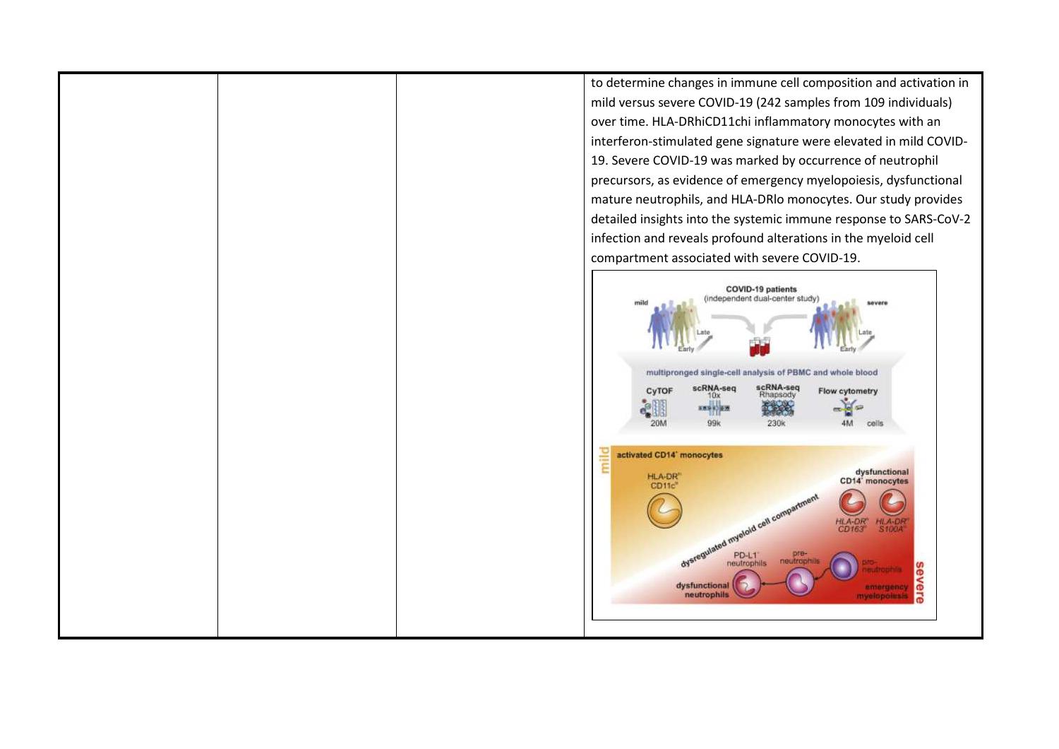| | | | |
|---|---|---|---|
| | | | to determine changes in immune cell composition and activation in mild versus severe COVID-19 (242 samples from 109 individuals) over time. HLA-DRhiCD11chi inflammatory monocytes with an interferon-stimulated gene signature were elevated in mild COVID-19. Severe COVID-19 was marked by occurrence of neutrophil precursors, as evidence of emergency myelopoiesis, dysfunctional mature neutrophils, and HLA-DRlo monocytes. Our study provides detailed insights into the systemic immune response to SARS-CoV-2 infection and reveals profound alterations in the myeloid cell compartment associated with severe COVID-19. |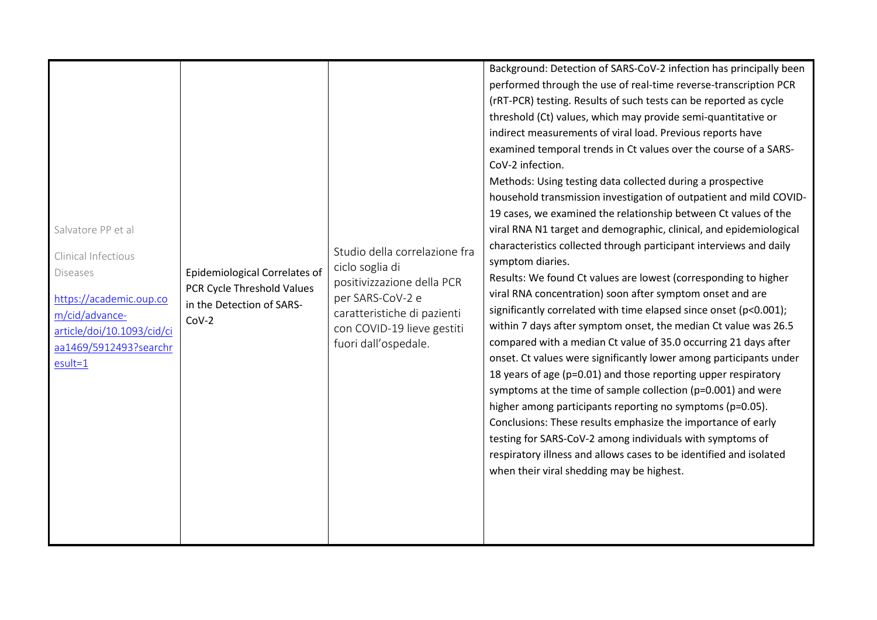| | | | |
|---|---|---|---|
| Salvatore PP et al<br><br>Clinical Infectious Diseases<br><br>https://academic.oup.com/cid/advance-article/doi/10.1093/cid/ciaa1469/5912493?searchresult=1 | Epidemiological Correlates of PCR Cycle Threshold Values in the Detection of SARS-CoV-2 | Studio della correlazione fra ciclo soglia di positivizzazione della PCR per SARS-CoV-2 e caratteristiche di pazienti con COVID-19 lieve gestiti fuori dall'ospedale. | Background: Detection of SARS-CoV-2 infection has principally been performed through the use of real-time reverse-transcription PCR (rRT-PCR) testing. Results of such tests can be reported as cycle threshold (Ct) values, which may provide semi-quantitative or indirect measurements of viral load. Previous reports have examined temporal trends in Ct values over the course of a SARS-CoV-2 infection.<br>Methods: Using testing data collected during a prospective household transmission investigation of outpatient and mild COVID-19 cases, we examined the relationship between Ct values of the viral RNA N1 target and demographic, clinical, and epidemiological characteristics collected through participant interviews and daily symptom diaries.<br>Results: We found Ct values are lowest (corresponding to higher viral RNA concentration) soon after symptom onset and are significantly correlated with time elapsed since onset ($p<0.001$); within 7 days after symptom onset, the median Ct value was 26.5 compared with a median Ct value of 35.0 occurring 21 days after onset. Ct values were significantly lower among participants under 18 years of age ($p=0.01$) and those reporting upper respiratory symptoms at the time of sample collection ($p=0.001$) and were higher among participants reporting no symptoms ($p=0.05$).<br>Conclusions: These results emphasize the importance of early testing for SARS-CoV-2 among individuals with symptoms of respiratory illness and allows cases to be identified and isolated when their viral shedding may be highest. |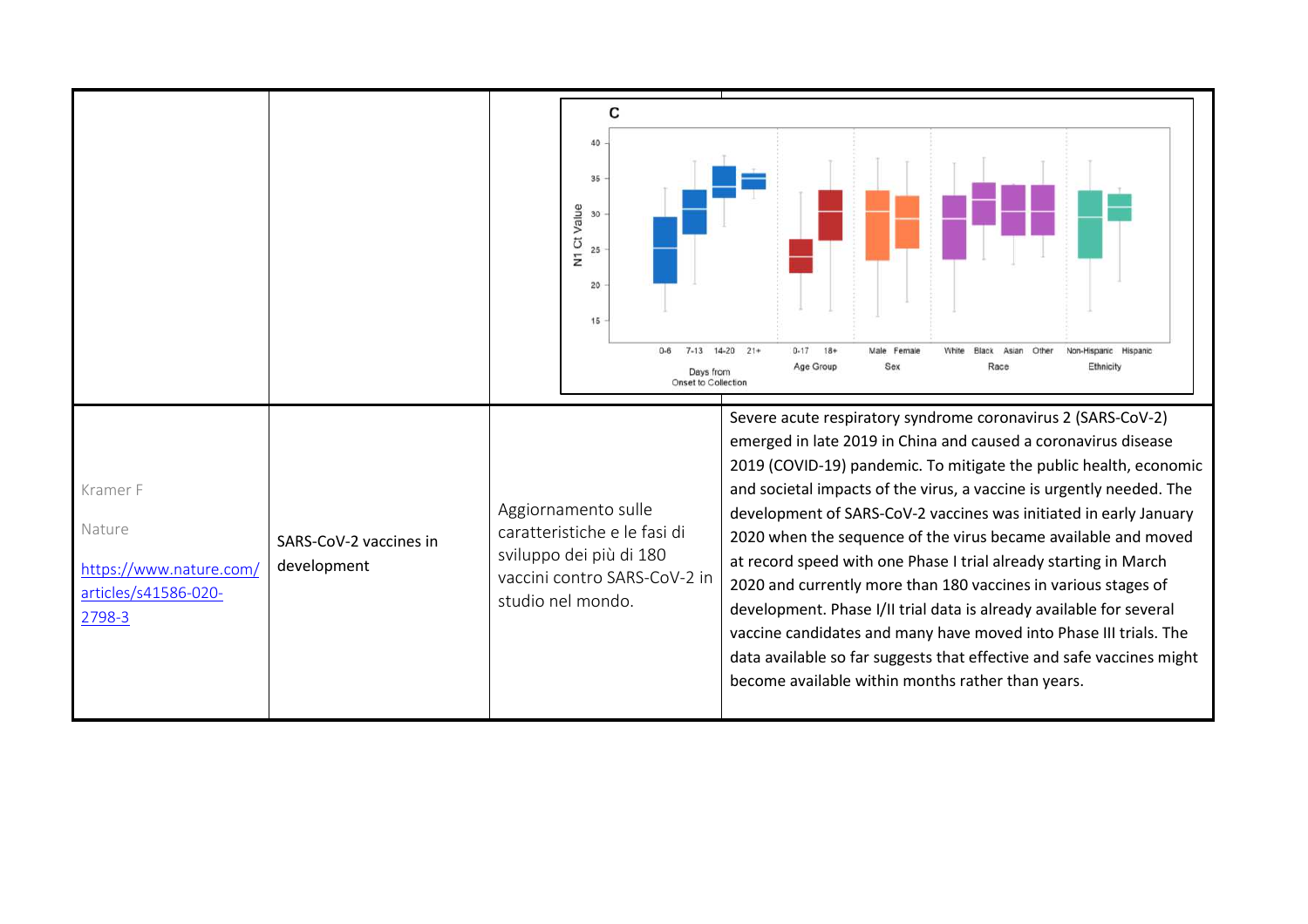| | | | |
|---|---|---|---|
| | | | |
| Kramer F<br><br>Nature<br><br>https://www.nature.com/articles/s41586-020-2798-3 | SARS-CoV-2 vaccines in development | Aggiornamento sulle caratteristiche e le fasi di sviluppo dei più di 180 vaccini contro SARS-CoV-2 in studio nel mondo. | Severe acute respiratory syndrome coronavirus 2 (SARS-CoV-2) emerged in late 2019 in China and caused a coronavirus disease 2019 (COVID-19) pandemic. To mitigate the public health, economic and societal impacts of the virus, a vaccine is urgently needed. The development of SARS-CoV-2 vaccines was initiated in early January 2020 when the sequence of the virus became available and moved at record speed with one Phase I trial already starting in March 2020 and currently more than 180 vaccines in various stages of development. Phase I/II trial data is already available for several vaccine candidates and many have moved into Phase III trials. The data available so far suggests that effective and safe vaccines might become available within months rather than years. |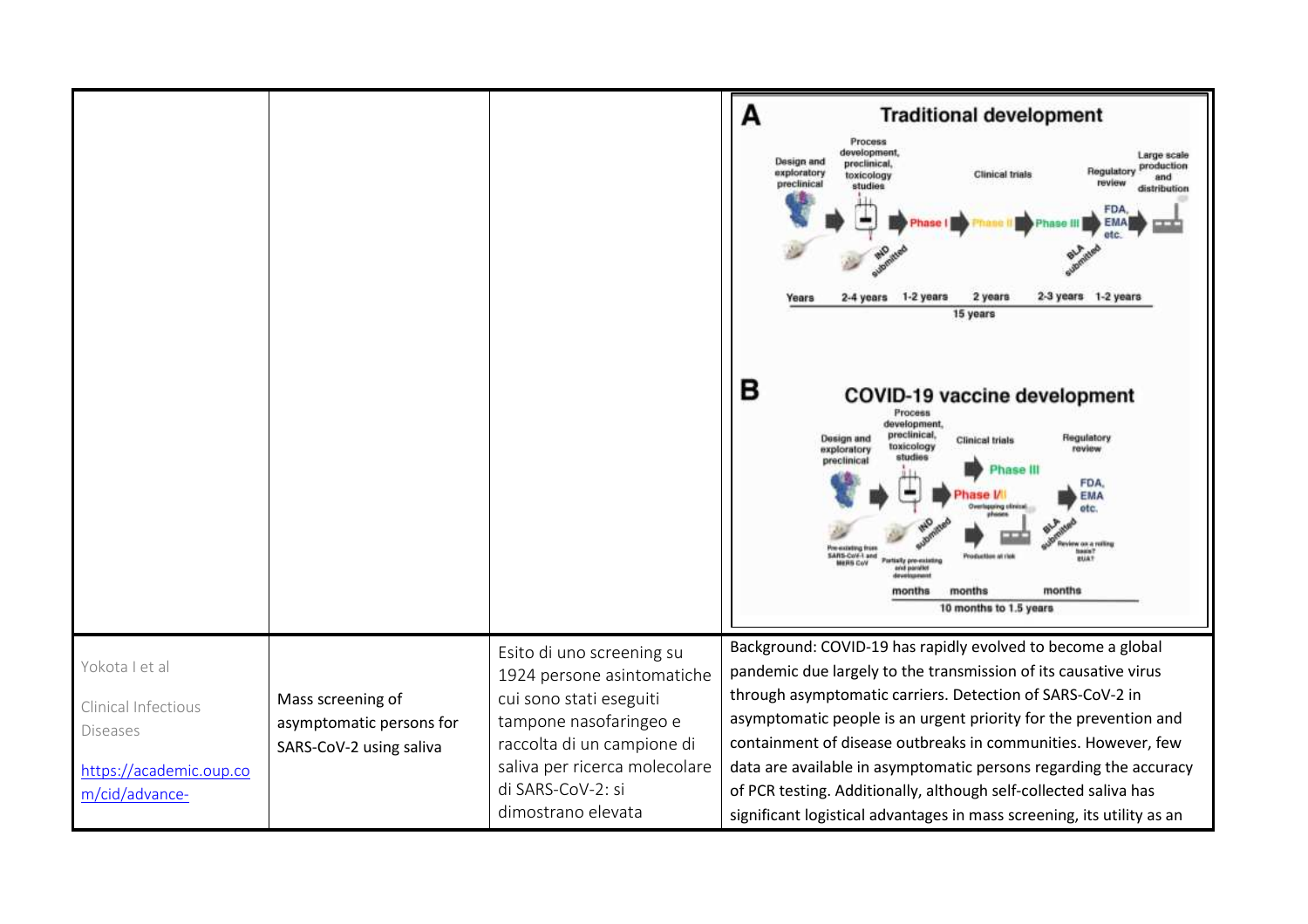| | | | |
|---|---|---|---|
| | | | **A** Traditional development<br>Design and exploratory preclinical → Process development, preclinical, toxicology studies → IND submitted → Phase I → Phase II → Phase III → BLA submitted → Regulatory review FDA, EMA etc. → Large scale production and distribution<br>Years: 2-4 years, 1-2 years, 2 years, 2-3 years, 1-2 years<br>15 years<br><br>**B** COVID-19 vaccine development<br>Design and exploratory preclinical → Process development, preclinical, toxicology studies → IND submitted → Phase I/II → Phase III (Overlapping clinical phases) → Production at risk → BLA submitted → Regulatory review FDA, EMA etc. (Review on a rolling basis? EUA?)<br>Pre-existing from SARS-CoV-1 and MERS CoV; Partially pre-existing and parallel development<br>months, months, months<br>10 months to 1.5 years |
| Yokota I et al<br><br>Clinical Infectious Diseases<br><br>[https://academic.oup.com/cid/advance-](https://academic.oup.com/cid/advance-) | Mass screening of asymptomatic persons for SARS-CoV-2 using saliva | Esito di uno screening su 1924 persone asintomatiche cui sono stati eseguiti tampone nasofaringeo e raccolta di un campione di saliva per ricerca molecolare di SARS-CoV-2: si dimostrano elevata | Background: COVID-19 has rapidly evolved to become a global pandemic due largely to the transmission of its causative virus through asymptomatic carriers. Detection of SARS-CoV-2 in asymptomatic people is an urgent priority for the prevention and containment of disease outbreaks in communities. However, few data are available in asymptomatic persons regarding the accuracy of PCR testing. Additionally, although self-collected saliva has significant logistical advantages in mass screening, its utility as an |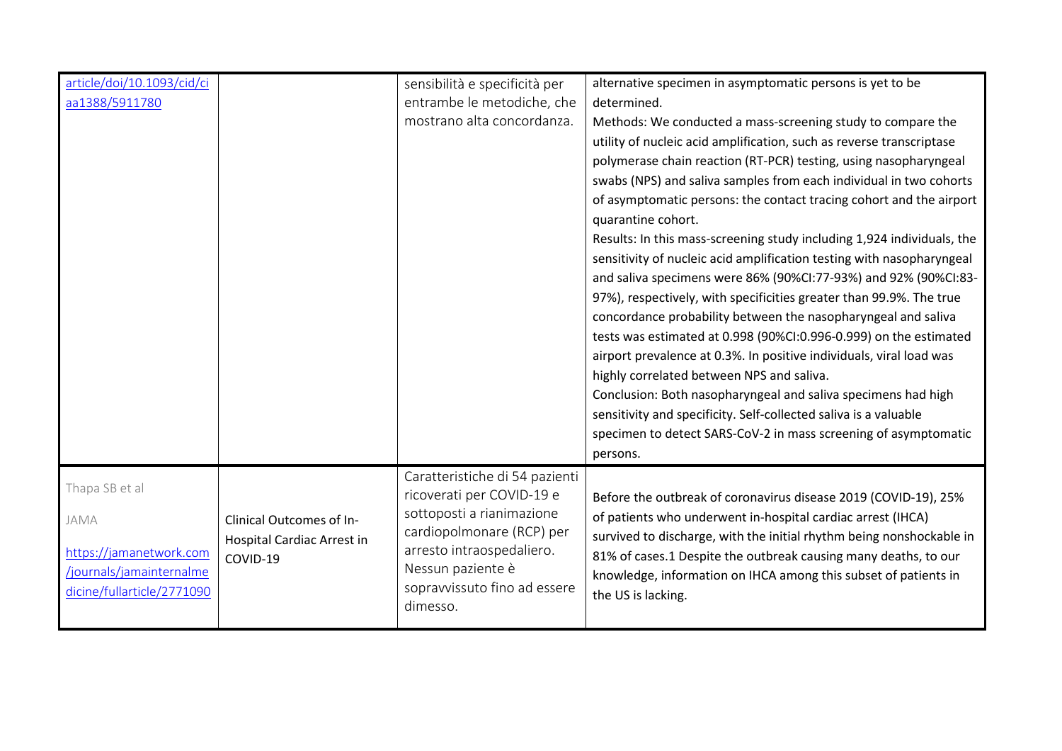| | | | |
|---|---|---|---|
| article/doi/10.1093/cid/ciaa1388/5911780 | | sensibilità e specificità per entrambe le metodiche, che mostrano alta concordanza. | alternative specimen in asymptomatic persons is yet to be determined.<br>Methods: We conducted a mass-screening study to compare the utility of nucleic acid amplification, such as reverse transcriptase polymerase chain reaction (RT-PCR) testing, using nasopharyngeal swabs (NPS) and saliva samples from each individual in two cohorts of asymptomatic persons: the contact tracing cohort and the airport quarantine cohort.<br>Results: In this mass-screening study including 1,924 individuals, the sensitivity of nucleic acid amplification testing with nasopharyngeal and saliva specimens were 86% (90%CI:77-93%) and 92% (90%CI:83-97%), respectively, with specificities greater than 99.9%. The true concordance probability between the nasopharyngeal and saliva tests was estimated at 0.998 (90%CI:0.996-0.999) on the estimated airport prevalence at 0.3%. In positive individuals, viral load was highly correlated between NPS and saliva.<br>Conclusion: Both nasopharyngeal and saliva specimens had high sensitivity and specificity. Self-collected saliva is a valuable specimen to detect SARS-CoV-2 in mass screening of asymptomatic persons. |
| Thapa SB et al<br>JAMA<br>https://jamanetwork.com/journals/jamainternalmedicine/fullarticle/2771090 | Clinical Outcomes of In-Hospital Cardiac Arrest in COVID-19 | Caratteristiche di 54 pazienti ricoverati per COVID-19 e sottoposti a rianimazione cardiopolmonare (RCP) per arresto intraospedaliero. Nessun paziente è sopravvissuto fino ad essere dimesso. | Before the outbreak of coronavirus disease 2019 (COVID-19), 25% of patients who underwent in-hospital cardiac arrest (IHCA) survived to discharge, with the initial rhythm being nonshockable in 81% of cases.1 Despite the outbreak causing many deaths, to our knowledge, information on IHCA among this subset of patients in the US is lacking. |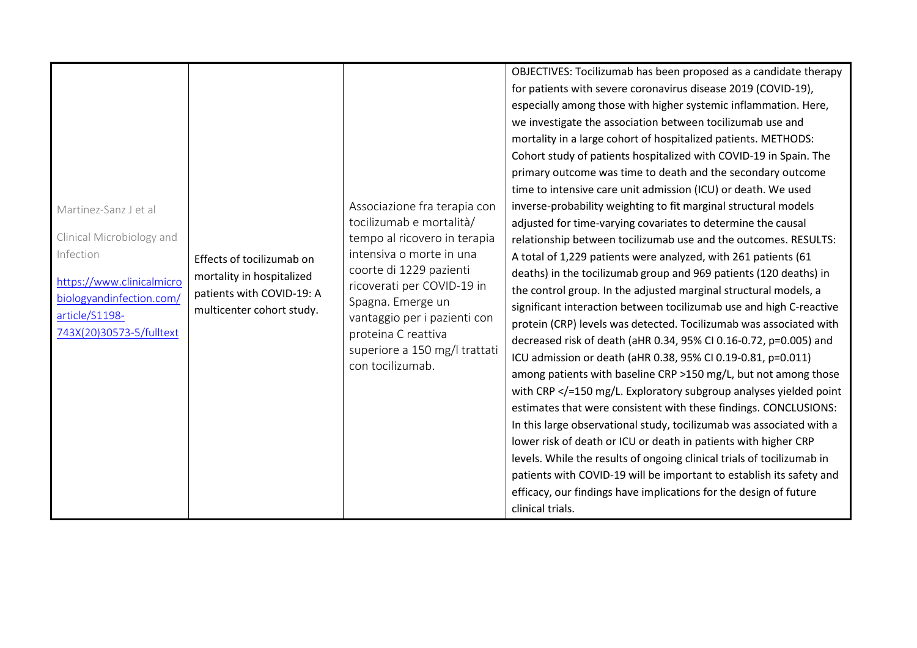| | | | |
|---|---|---|---|
| Martinez-Sanz J et al<br><br>Clinical Microbiology and Infection<br><br>https://www.clinicalmicrobiologyandinfection.com/article/S1198-743X(20)30573-5/fulltext | Effects of tocilizumab on mortality in hospitalized patients with COVID-19: A multicenter cohort study. | Associazione fra terapia con tocilizumab e mortalità/ tempo al ricovero in terapia intensiva o morte in una coorte di 1229 pazienti ricoverati per COVID-19 in Spagna. Emerge un vantaggio per i pazienti con proteina C reattiva superiore a 150 mg/l trattati con tocilizumab. | OBJECTIVES: Tocilizumab has been proposed as a candidate therapy for patients with severe coronavirus disease 2019 (COVID-19), especially among those with higher systemic inflammation. Here, we investigate the association between tocilizumab use and mortality in a large cohort of hospitalized patients. METHODS: Cohort study of patients hospitalized with COVID-19 in Spain. The primary outcome was time to death and the secondary outcome time to intensive care unit admission (ICU) or death. We used inverse-probability weighting to fit marginal structural models adjusted for time-varying covariates to determine the causal relationship between tocilizumab use and the outcomes. RESULTS: A total of 1,229 patients were analyzed, with 261 patients (61 deaths) in the tocilizumab group and 969 patients (120 deaths) in the control group. In the adjusted marginal structural models, a significant interaction between tocilizumab use and high C-reactive protein (CRP) levels was detected. Tocilizumab was associated with decreased risk of death (aHR 0.34, 95% CI 0.16-0.72, p=0.005) and ICU admission or death (aHR 0.38, 95% CI 0.19-0.81, p=0.011) among patients with baseline CRP >150 mg/L, but not among those with CRP </=150 mg/L. Exploratory subgroup analyses yielded point estimates that were consistent with these findings. CONCLUSIONS: In this large observational study, tocilizumab was associated with a lower risk of death or ICU or death in patients with higher CRP levels. While the results of ongoing clinical trials of tocilizumab in patients with COVID-19 will be important to establish its safety and efficacy, our findings have implications for the design of future clinical trials. |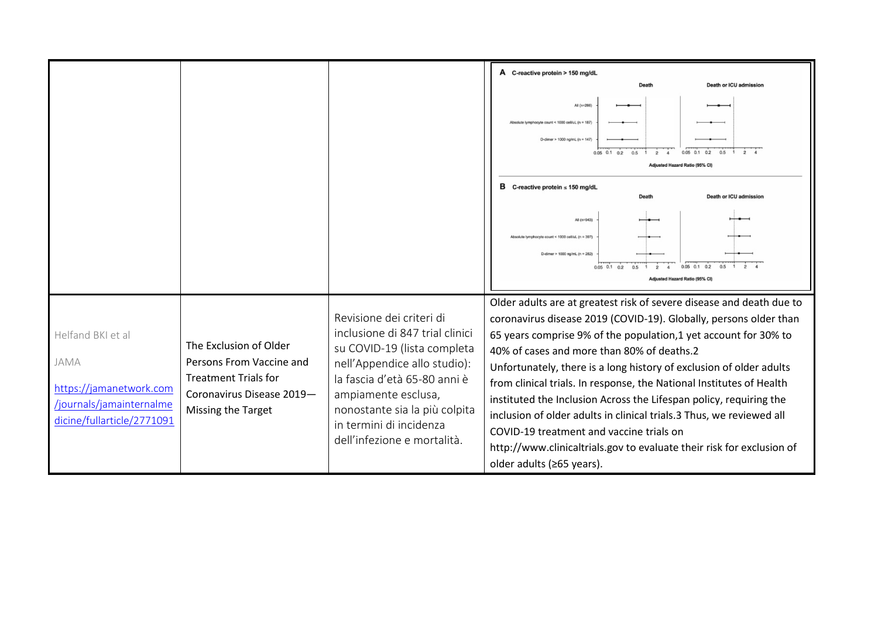| | | | |
|---|---|---|---|
| | | | A C-reactive protein > 150 mg/dL<br>Death / Death or ICU admission<br>All (n=286)<br>Absolute lymphocyte count < 1000 cells/uL (n = 187)<br>D-dimer > 1000 ng/mL (n = 147)<br>0.05 0.1 0.2 0.5 1 2 4<br>Adjusted Hazard Ratio (95% CI)<br>B C-reactive protein ≤ 150 mg/dL<br>Death / Death or ICU admission<br>All (n=943)<br>Absolute lymphocyte count < 1000 cells/uL (n = 397)<br>D-dimer > 1000 ng/mL (n = 282)<br>0.05 0.1 0.2 0.5 1 2 4<br>Adjusted Hazard Ratio (95% CI) |
| Helfand BKI et al<br><br>JAMA<br><br>https://jamanetwork.com/journals/jamainternalmedicine/fullarticle/2771091 | The Exclusion of Older Persons From Vaccine and Treatment Trials for Coronavirus Disease 2019—Missing the Target | Revisione dei criteri di inclusione di 847 trial clinici su COVID-19 (lista completa nell'Appendice allo studio): la fascia d'età 65-80 anni è ampiamente esclusa, nonostante sia la più colpita in termini di incidenza dell'infezione e mortalità. | Older adults are at greatest risk of severe disease and death due to coronavirus disease 2019 (COVID-19). Globally, persons older than 65 years comprise 9% of the population,1 yet account for 30% to 40% of cases and more than 80% of deaths.2<br>Unfortunately, there is a long history of exclusion of older adults from clinical trials. In response, the National Institutes of Health instituted the Inclusion Across the Lifespan policy, requiring the inclusion of older adults in clinical trials.3 Thus, we reviewed all COVID-19 treatment and vaccine trials on http://www.clinicaltrials.gov to evaluate their risk for exclusion of older adults (≥65 years). |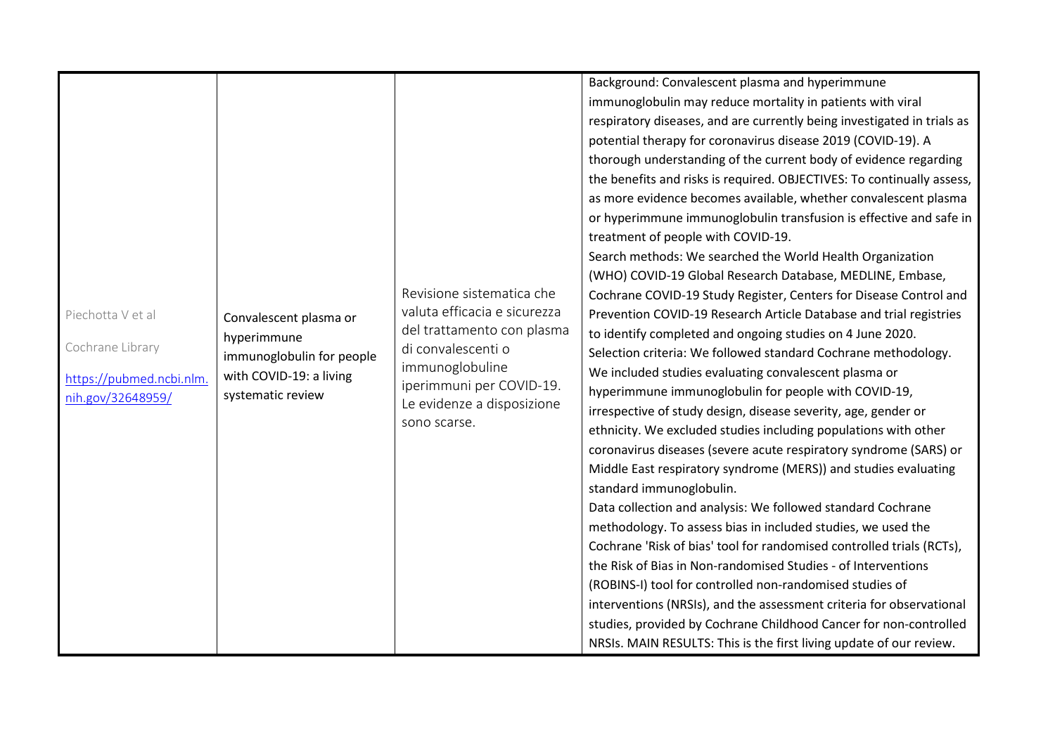| | | | |
|---|---|---|---|
| Piechotta V et al<br><br>Cochrane Library<br><br>https://pubmed.ncbi.nlm.nih.gov/32648959/ | Convalescent plasma or hyperimmune immunoglobulin for people with COVID-19: a living systematic review | Revisione sistematica che valuta efficacia e sicurezza del trattamento con plasma di convalescenti o immunoglobuline iperimmuni per COVID-19. Le evidenze a disposizione sono scarse. | Background: Convalescent plasma and hyperimmune immunoglobulin may reduce mortality in patients with viral respiratory diseases, and are currently being investigated in trials as potential therapy for coronavirus disease 2019 (COVID-19). A thorough understanding of the current body of evidence regarding the benefits and risks is required. OBJECTIVES: To continually assess, as more evidence becomes available, whether convalescent plasma or hyperimmune immunoglobulin transfusion is effective and safe in treatment of people with COVID-19.<br>Search methods: We searched the World Health Organization (WHO) COVID-19 Global Research Database, MEDLINE, Embase, Cochrane COVID-19 Study Register, Centers for Disease Control and Prevention COVID-19 Research Article Database and trial registries to identify completed and ongoing studies on 4 June 2020.<br>Selection criteria: We followed standard Cochrane methodology. We included studies evaluating convalescent plasma or hyperimmune immunoglobulin for people with COVID-19, irrespective of study design, disease severity, age, gender or ethnicity. We excluded studies including populations with other coronavirus diseases (severe acute respiratory syndrome (SARS) or Middle East respiratory syndrome (MERS)) and studies evaluating standard immunoglobulin.<br>Data collection and analysis: We followed standard Cochrane methodology. To assess bias in included studies, we used the Cochrane 'Risk of bias' tool for randomised controlled trials (RCTs), the Risk of Bias in Non-randomised Studies - of Interventions (ROBINS-I) tool for controlled non-randomised studies of interventions (NRSIs), and the assessment criteria for observational studies, provided by Cochrane Childhood Cancer for non-controlled NRSIs. MAIN RESULTS: This is the first living update of our review. |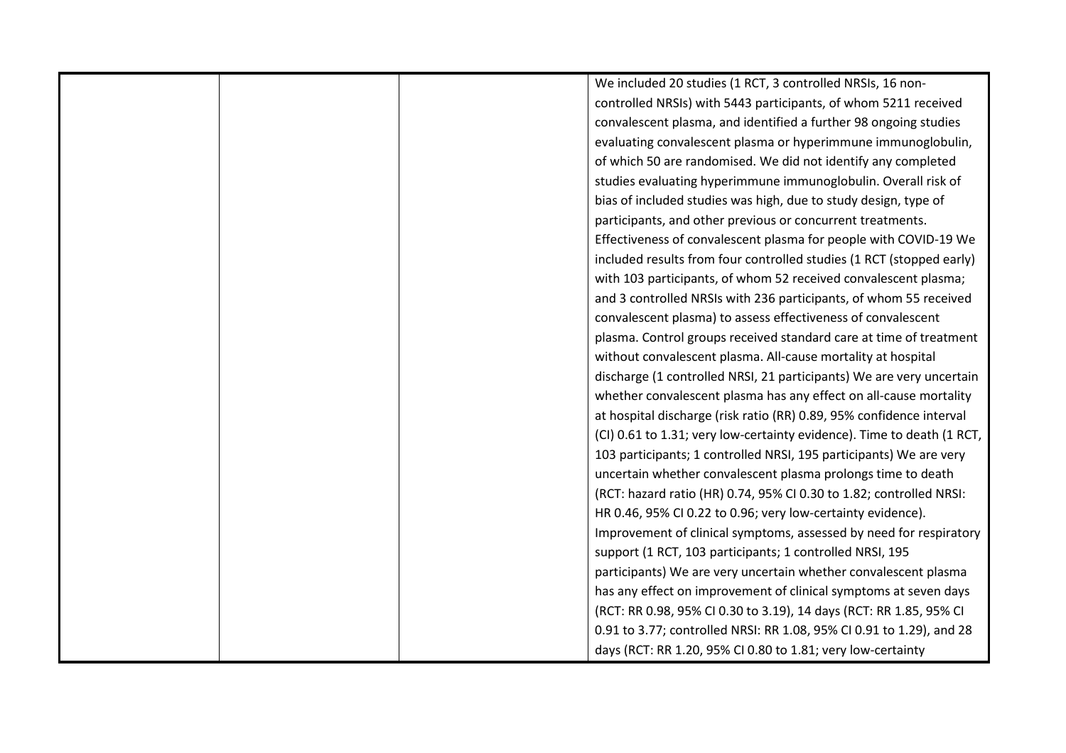| | | | |
|---|---|---|---|
| | | | We included 20 studies (1 RCT, 3 controlled NRSIs, 16 non-controlled NRSIs) with 5443 participants, of whom 5211 received convalescent plasma, and identified a further 98 ongoing studies evaluating convalescent plasma or hyperimmune immunoglobulin, of which 50 are randomised. We did not identify any completed studies evaluating hyperimmune immunoglobulin. Overall risk of bias of included studies was high, due to study design, type of participants, and other previous or concurrent treatments. Effectiveness of convalescent plasma for people with COVID-19 We included results from four controlled studies (1 RCT (stopped early) with 103 participants, of whom 52 received convalescent plasma; and 3 controlled NRSIs with 236 participants, of whom 55 received convalescent plasma) to assess effectiveness of convalescent plasma. Control groups received standard care at time of treatment without convalescent plasma. All-cause mortality at hospital discharge (1 controlled NRSI, 21 participants) We are very uncertain whether convalescent plasma has any effect on all-cause mortality at hospital discharge (risk ratio (RR) 0.89, 95% confidence interval (CI) 0.61 to 1.31; very low-certainty evidence). Time to death (1 RCT, 103 participants; 1 controlled NRSI, 195 participants) We are very uncertain whether convalescent plasma prolongs time to death (RCT: hazard ratio (HR) 0.74, 95% CI 0.30 to 1.82; controlled NRSI: HR 0.46, 95% CI 0.22 to 0.96; very low-certainty evidence). Improvement of clinical symptoms, assessed by need for respiratory support (1 RCT, 103 participants; 1 controlled NRSI, 195 participants) We are very uncertain whether convalescent plasma has any effect on improvement of clinical symptoms at seven days (RCT: RR 0.98, 95% CI 0.30 to 3.19), 14 days (RCT: RR 1.85, 95% CI 0.91 to 3.77; controlled NRSI: RR 1.08, 95% CI 0.91 to 1.29), and 28 days (RCT: RR 1.20, 95% CI 0.80 to 1.81; very low-certainty |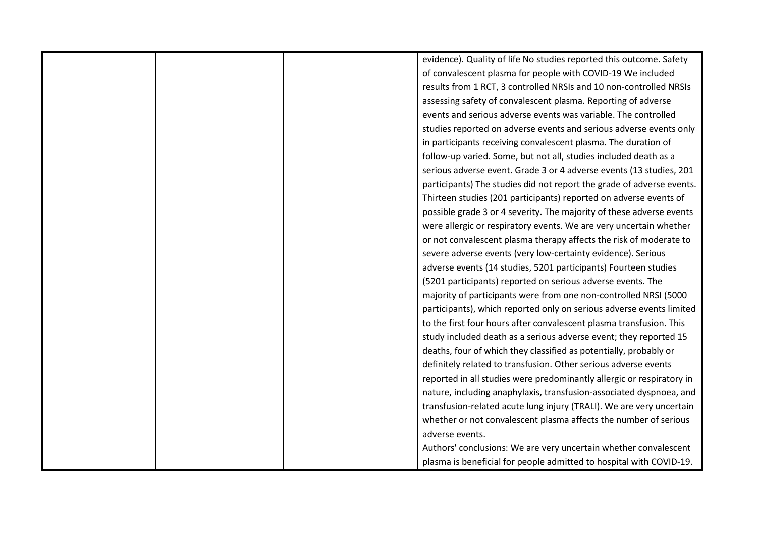| | | | |
|---|---|---|---|
| | | | evidence). Quality of life No studies reported this outcome. Safety of convalescent plasma for people with COVID-19 We included results from 1 RCT, 3 controlled NRSIs and 10 non-controlled NRSIs assessing safety of convalescent plasma. Reporting of adverse events and serious adverse events was variable. The controlled studies reported on adverse events and serious adverse events only in participants receiving convalescent plasma. The duration of follow-up varied. Some, but not all, studies included death as a serious adverse event. Grade 3 or 4 adverse events (13 studies, 201 participants) The studies did not report the grade of adverse events. Thirteen studies (201 participants) reported on adverse events of possible grade 3 or 4 severity. The majority of these adverse events were allergic or respiratory events. We are very uncertain whether or not convalescent plasma therapy affects the risk of moderate to severe adverse events (very low-certainty evidence). Serious adverse events (14 studies, 5201 participants) Fourteen studies (5201 participants) reported on serious adverse events. The majority of participants were from one non-controlled NRSI (5000 participants), which reported only on serious adverse events limited to the first four hours after convalescent plasma transfusion. This study included death as a serious adverse event; they reported 15 deaths, four of which they classified as potentially, probably or definitely related to transfusion. Other serious adverse events reported in all studies were predominantly allergic or respiratory in nature, including anaphylaxis, transfusion-associated dyspnoea, and transfusion-related acute lung injury (TRALI). We are very uncertain whether or not convalescent plasma affects the number of serious adverse events.<br>Authors' conclusions: We are very uncertain whether convalescent plasma is beneficial for people admitted to hospital with COVID-19. |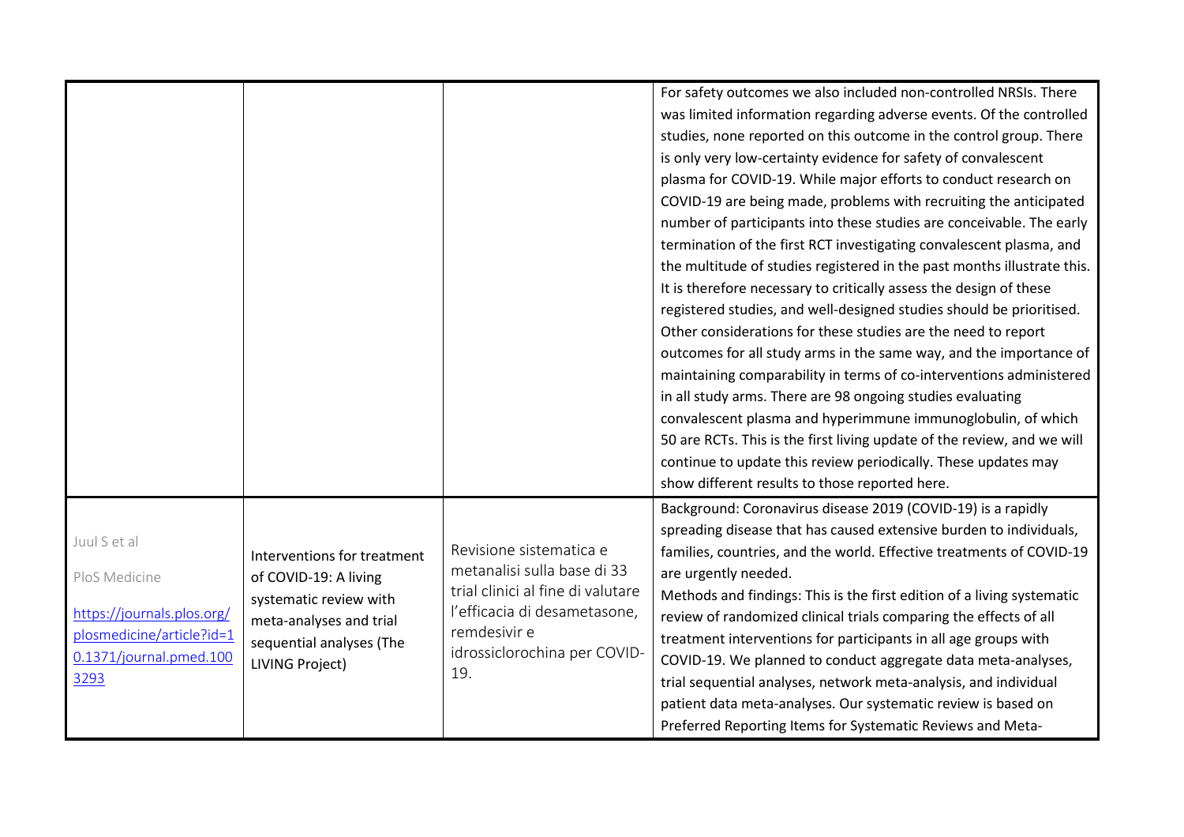| | | | |
|---|---|---|---|
| | | | For safety outcomes we also included non-controlled NRSIs. There was limited information regarding adverse events. Of the controlled studies, none reported on this outcome in the control group. There is only very low-certainty evidence for safety of convalescent plasma for COVID-19. While major efforts to conduct research on COVID-19 are being made, problems with recruiting the anticipated number of participants into these studies are conceivable. The early termination of the first RCT investigating convalescent plasma, and the multitude of studies registered in the past months illustrate this. It is therefore necessary to critically assess the design of these registered studies, and well-designed studies should be prioritised. Other considerations for these studies are the need to report outcomes for all study arms in the same way, and the importance of maintaining comparability in terms of co-interventions administered in all study arms. There are 98 ongoing studies evaluating convalescent plasma and hyperimmune immunoglobulin, of which 50 are RCTs. This is the first living update of the review, and we will continue to update this review periodically. These updates may show different results to those reported here. |
| Juul S et al<br><br>PloS Medicine<br><br>[https://journals.plos.org/plosmedicine/article?id=10.1371/journal.pmed.1003293](https://journals.plos.org/plosmedicine/article?id=10.1371/journal.pmed.1003293) | Interventions for treatment of COVID-19: A living systematic review with meta-analyses and trial sequential analyses (The LIVING Project) | Revisione sistematica e metanalisi sulla base di 33 trial clinici al fine di valutare l'efficacia di desametasone, remdesivir e idrossiclorochina per COVID-19. | Background: Coronavirus disease 2019 (COVID-19) is a rapidly spreading disease that has caused extensive burden to individuals, families, countries, and the world. Effective treatments of COVID-19 are urgently needed.<br>Methods and findings: This is the first edition of a living systematic review of randomized clinical trials comparing the effects of all treatment interventions for participants in all age groups with COVID-19. We planned to conduct aggregate data meta-analyses, trial sequential analyses, network meta-analysis, and individual patient data meta-analyses. Our systematic review is based on Preferred Reporting Items for Systematic Reviews and Meta- |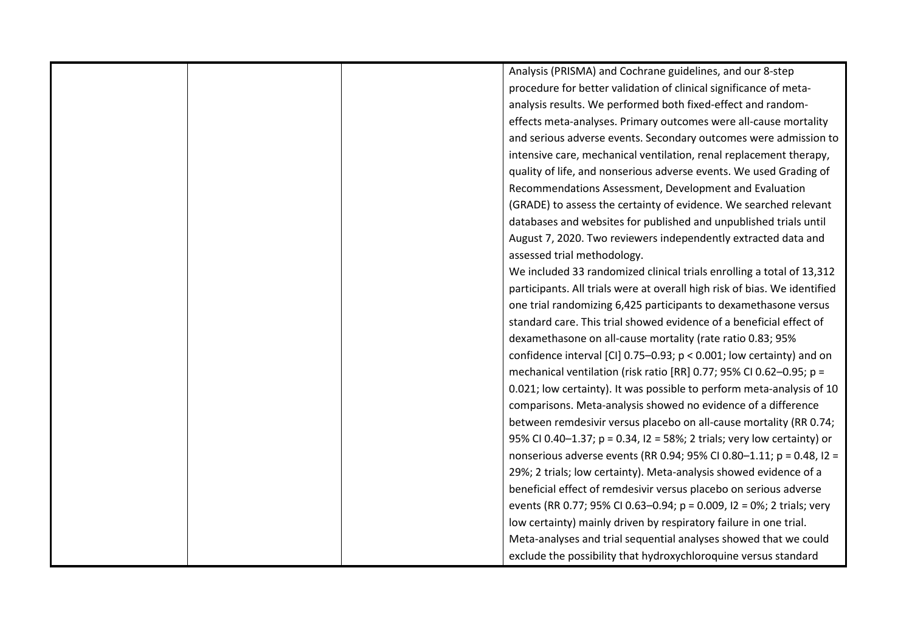|  |  |  | Analysis (PRISMA) and Cochrane guidelines, and our 8-step procedure for better validation of clinical significance of meta-analysis results. We performed both fixed-effect and random-effects meta-analyses. Primary outcomes were all-cause mortality and serious adverse events. Secondary outcomes were admission to intensive care, mechanical ventilation, renal replacement therapy, quality of life, and nonserious adverse events. We used Grading of Recommendations Assessment, Development and Evaluation (GRADE) to assess the certainty of evidence. We searched relevant databases and websites for published and unpublished trials until August 7, 2020. Two reviewers independently extracted data and assessed trial methodology.<br>We included 33 randomized clinical trials enrolling a total of 13,312 participants. All trials were at overall high risk of bias. We identified one trial randomizing 6,425 participants to dexamethasone versus standard care. This trial showed evidence of a beneficial effect of dexamethasone on all-cause mortality (rate ratio 0.83; 95% confidence interval [CI] 0.75–0.93; $p < 0.001$; low certainty) and on mechanical ventilation (risk ratio [RR] 0.77; 95% CI 0.62–0.95; $p = 0.021$; low certainty). It was possible to perform meta-analysis of 10 comparisons. Meta-analysis showed no evidence of a difference between remdesivir versus placebo on all-cause mortality (RR 0.74; 95% CI 0.40–1.37; $p = 0.34$, $I2 = 58\%$; 2 trials; very low certainty) or nonserious adverse events (RR 0.94; 95% CI 0.80–1.11; $p = 0.48$, $I2 = 29\%$; 2 trials; low certainty). Meta-analysis showed evidence of a beneficial effect of remdesivir versus placebo on serious adverse events (RR 0.77; 95% CI 0.63–0.94; $p = 0.009$, $I2 = 0\%$; 2 trials; very low certainty) mainly driven by respiratory failure in one trial. Meta-analyses and trial sequential analyses showed that we could exclude the possibility that hydroxychloroquine versus standard |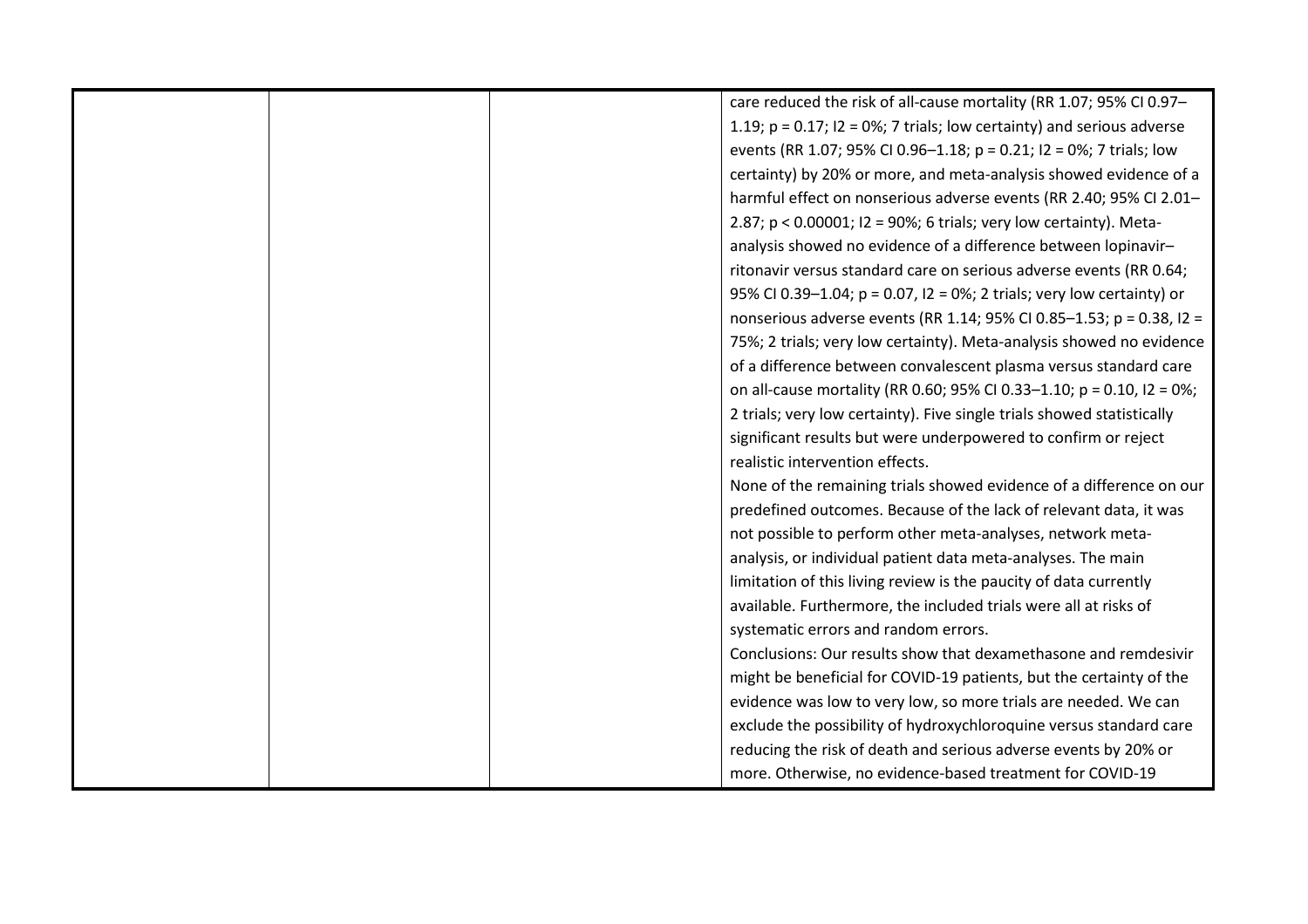| | | | |
|---|---|---|---|
| | | | care reduced the risk of all-cause mortality (RR 1.07; 95% CI 0.97–1.19; $p = 0.17$; $I2 = 0\%$; 7 trials; low certainty) and serious adverse events (RR 1.07; 95% CI 0.96–1.18; $p = 0.21$; $I2 = 0\%$; 7 trials; low certainty) by 20% or more, and meta-analysis showed evidence of a harmful effect on nonserious adverse events (RR 2.40; 95% CI 2.01–2.87; $p < 0.00001$; $I2 = 90\%$; 6 trials; very low certainty). Meta-analysis showed no evidence of a difference between lopinavir–ritonavir versus standard care on serious adverse events (RR 0.64; 95% CI 0.39–1.04; $p = 0.07$, $I2 = 0\%$; 2 trials; very low certainty) or nonserious adverse events (RR 1.14; 95% CI 0.85–1.53; $p = 0.38$, $I2 = 75\%$; 2 trials; very low certainty). Meta-analysis showed no evidence of a difference between convalescent plasma versus standard care on all-cause mortality (RR 0.60; 95% CI 0.33–1.10; $p = 0.10$, $I2 = 0\%$; 2 trials; very low certainty). Five single trials showed statistically significant results but were underpowered to confirm or reject realistic intervention effects.<br>None of the remaining trials showed evidence of a difference on our predefined outcomes. Because of the lack of relevant data, it was not possible to perform other meta-analyses, network meta-analysis, or individual patient data meta-analyses. The main limitation of this living review is the paucity of data currently available. Furthermore, the included trials were all at risks of systematic errors and random errors.<br>Conclusions: Our results show that dexamethasone and remdesivir might be beneficial for COVID-19 patients, but the certainty of the evidence was low to very low, so more trials are needed. We can exclude the possibility of hydroxychloroquine versus standard care reducing the risk of death and serious adverse events by 20% or more. Otherwise, no evidence-based treatment for COVID-19 |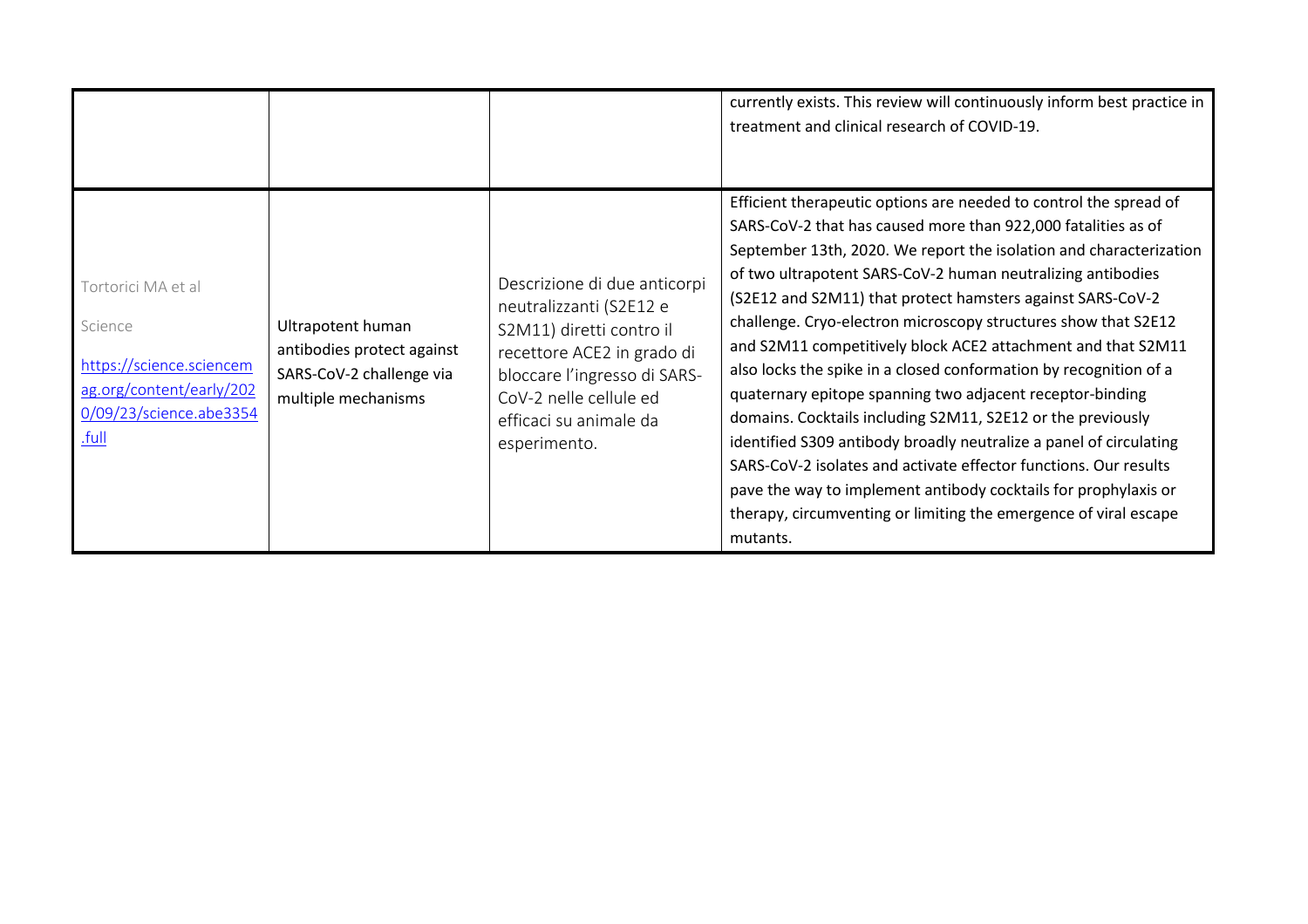| | | | |
|---|---|---|---|
| | | | currently exists. This review will continuously inform best practice in treatment and clinical research of COVID-19. |
| Tortorici MA et al<br><br>Science<br><br>[https://science.sciencemag.org/content/early/2020/09/23/science.abe3354.full](https://science.sciencemag.org/content/early/2020/09/23/science.abe3354.full) | Ultrapotent human antibodies protect against SARS-CoV-2 challenge via multiple mechanisms | Descrizione di due anticorpi neutralizzanti (S2E12 e S2M11) diretti contro il recettore ACE2 in grado di bloccare l'ingresso di SARS-CoV-2 nelle cellule ed efficaci su animale da esperimento. | Efficient therapeutic options are needed to control the spread of SARS-CoV-2 that has caused more than 922,000 fatalities as of September 13th, 2020. We report the isolation and characterization of two ultrapotent SARS-CoV-2 human neutralizing antibodies (S2E12 and S2M11) that protect hamsters against SARS-CoV-2 challenge. Cryo-electron microscopy structures show that S2E12 and S2M11 competitively block ACE2 attachment and that S2M11 also locks the spike in a closed conformation by recognition of a quaternary epitope spanning two adjacent receptor-binding domains. Cocktails including S2M11, S2E12 or the previously identified S309 antibody broadly neutralize a panel of circulating SARS-CoV-2 isolates and activate effector functions. Our results pave the way to implement antibody cocktails for prophylaxis or therapy, circumventing or limiting the emergence of viral escape mutants. |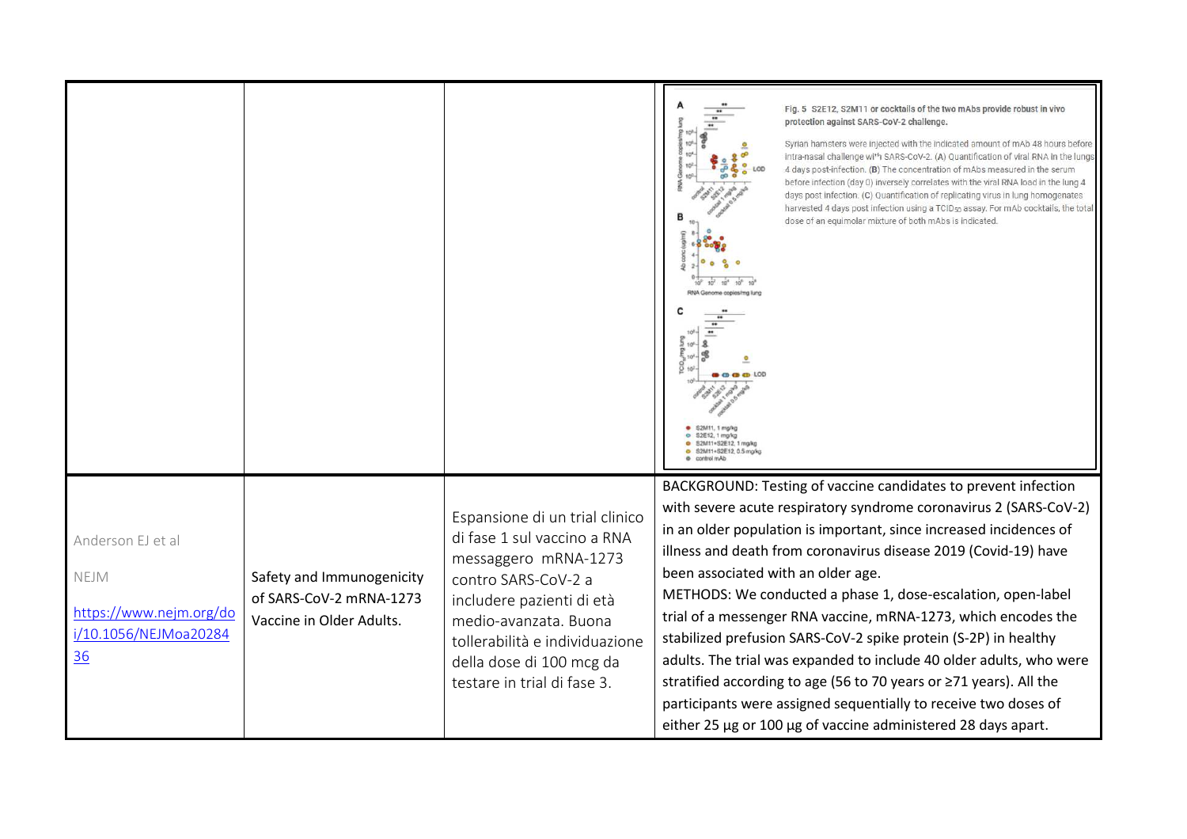| | | | |
|---|---|---|---|
| | | | Fig. 5 S2E12, S2M11 or cocktails of the two mAbs provide robust in vivo protection against SARS-CoV-2 challenge. Syrian hamsters were injected with the indicated amount of mAb 48 hours before intra-nasal challenge with SARS-CoV-2. (A) Quantification of viral RNA in the lungs 4 days post-infection. (B) The concentration of mAbs measured in the serum before infection (day 0) inversely correlates with the viral RNA load in the lung 4 days post infection. (C) Quantification of replicating virus in lung homogenates harvested 4 days post infection using a $TCID_{50}$ assay. For mAb cocktails, the total dose of an equimolar mixture of both mAbs is indicated. |
| Anderson EJ et al<br><br>NEJM<br><br>https://www.nejm.org/doi/10.1056/NEJMoa2028436 | Safety and Immunogenicity of SARS-CoV-2 mRNA-1273 Vaccine in Older Adults. | Espansione di un trial clinico di fase 1 sul vaccino a RNA messaggero mRNA-1273 contro SARS-CoV-2 a includere pazienti di età medio-avanzata. Buona tollerabilità e individuazione della dose di 100 mcg da testare in trial di fase 3. | BACKGROUND: Testing of vaccine candidates to prevent infection with severe acute respiratory syndrome coronavirus 2 (SARS-CoV-2) in an older population is important, since increased incidences of illness and death from coronavirus disease 2019 (Covid-19) have been associated with an older age.<br>METHODS: We conducted a phase 1, dose-escalation, open-label trial of a messenger RNA vaccine, mRNA-1273, which encodes the stabilized prefusion SARS-CoV-2 spike protein (S-2P) in healthy adults. The trial was expanded to include 40 older adults, who were stratified according to age (56 to 70 years or ≥71 years). All the participants were assigned sequentially to receive two doses of either 25 µg or 100 µg of vaccine administered 28 days apart. |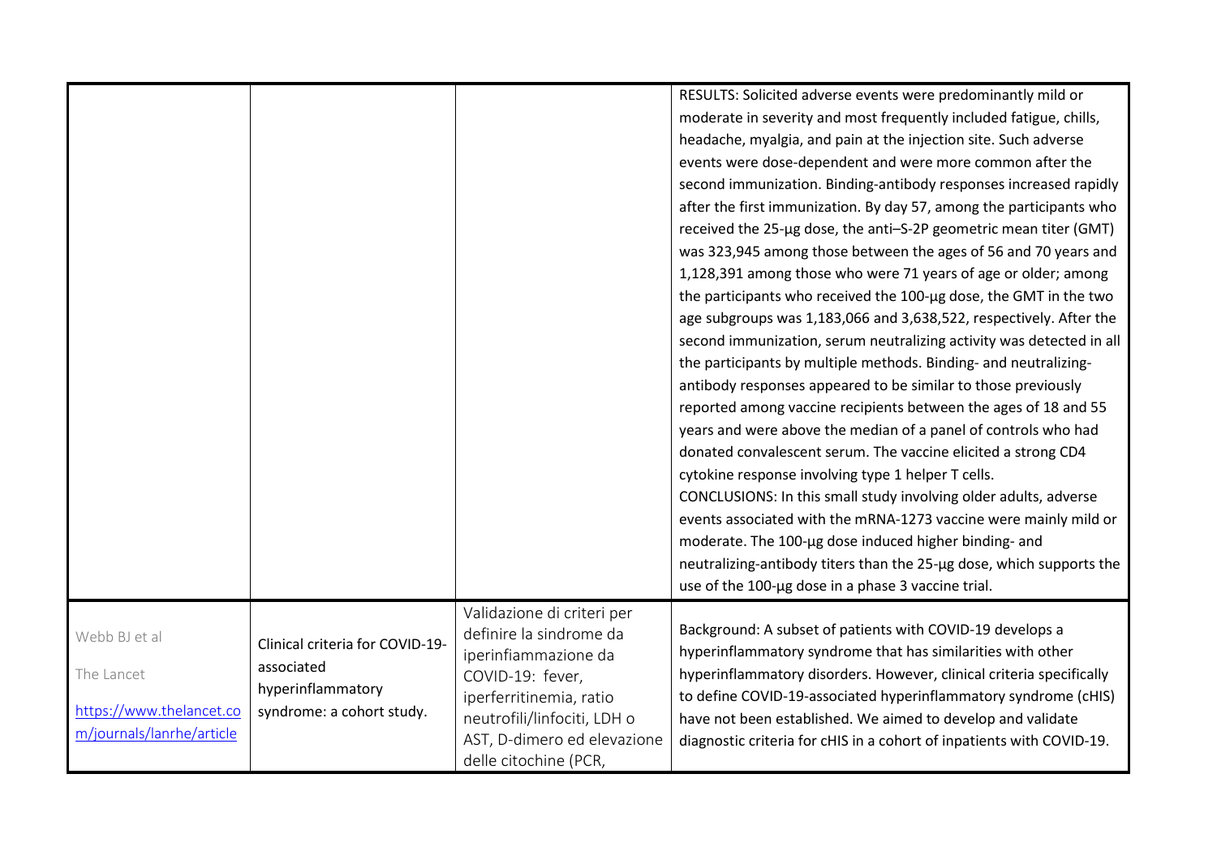| | | | |
|---|---|---|---|
| | | | RESULTS: Solicited adverse events were predominantly mild or moderate in severity and most frequently included fatigue, chills, headache, myalgia, and pain at the injection site. Such adverse events were dose-dependent and were more common after the second immunization. Binding-antibody responses increased rapidly after the first immunization. By day 57, among the participants who received the 25-μg dose, the anti–S-2P geometric mean titer (GMT) was 323,945 among those between the ages of 56 and 70 years and 1,128,391 among those who were 71 years of age or older; among the participants who received the 100-μg dose, the GMT in the two age subgroups was 1,183,066 and 3,638,522, respectively. After the second immunization, serum neutralizing activity was detected in all the participants by multiple methods. Binding- and neutralizing-antibody responses appeared to be similar to those previously reported among vaccine recipients between the ages of 18 and 55 years and were above the median of a panel of controls who had donated convalescent serum. The vaccine elicited a strong CD4 cytokine response involving type 1 helper T cells.<br>CONCLUSIONS: In this small study involving older adults, adverse events associated with the mRNA-1273 vaccine were mainly mild or moderate. The 100-μg dose induced higher binding- and neutralizing-antibody titers than the 25-μg dose, which supports the use of the 100-μg dose in a phase 3 vaccine trial. |
| Webb BJ et al<br><br>The Lancet<br><br>https://www.thelancet.com/journals/lanrhe/article | Clinical criteria for COVID-19-associated hyperinflammatory syndrome: a cohort study. | Validazione di criteri per definire la sindrome da iperinfiammazione da COVID-19: fever, iperferritinemia, ratio neutrofili/linfociti, LDH o AST, D-dimero ed elevazione delle citochine (PCR, | Background: A subset of patients with COVID-19 develops a hyperinflammatory syndrome that has similarities with other hyperinflammatory disorders. However, clinical criteria specifically to define COVID-19-associated hyperinflammatory syndrome (cHIS) have not been established. We aimed to develop and validate diagnostic criteria for cHIS in a cohort of inpatients with COVID-19. |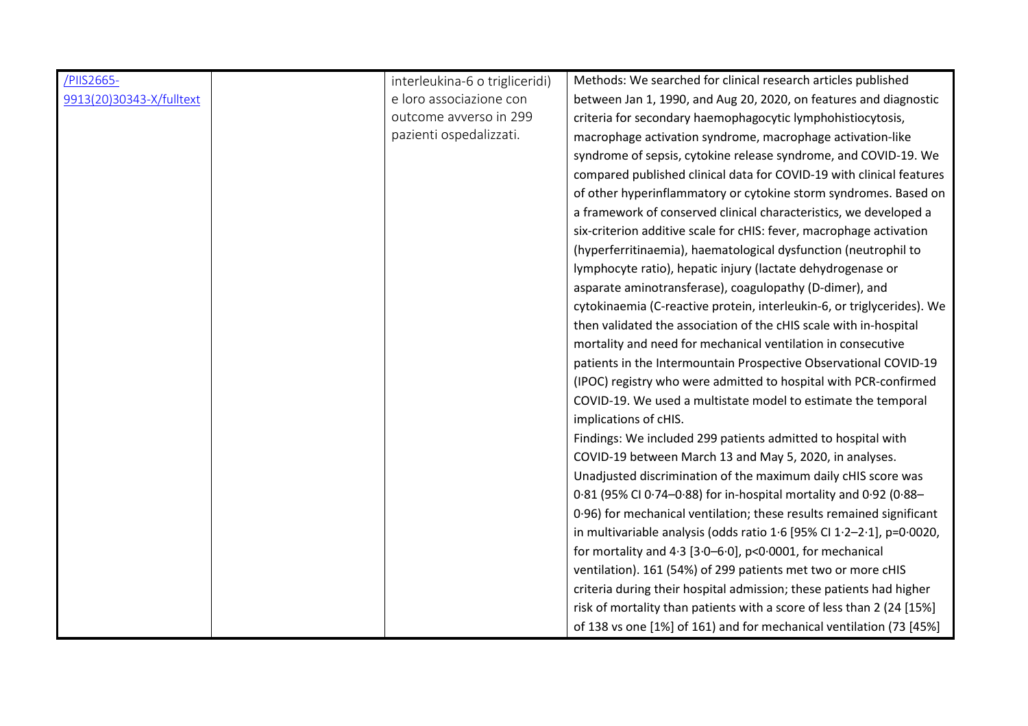| /PIIS2665-9913(20)30343-X/fulltext | | interleukina-6 o trigliceridi) e loro associazione con outcome avverso in 299 pazienti ospedalizzati. | Methods: We searched for clinical research articles published between Jan 1, 1990, and Aug 20, 2020, on features and diagnostic criteria for secondary haemophagocytic lymphohistiocytosis, macrophage activation syndrome, macrophage activation-like syndrome of sepsis, cytokine release syndrome, and COVID-19. We compared published clinical data for COVID-19 with clinical features of other hyperinflammatory or cytokine storm syndromes. Based on a framework of conserved clinical characteristics, we developed a six-criterion additive scale for cHIS: fever, macrophage activation (hyperferritinaemia), haematological dysfunction (neutrophil to lymphocyte ratio), hepatic injury (lactate dehydrogenase or asparate aminotransferase), coagulopathy (D-dimer), and cytokinaemia (C-reactive protein, interleukin-6, or triglycerides). We then validated the association of the cHIS scale with in-hospital mortality and need for mechanical ventilation in consecutive patients in the Intermountain Prospective Observational COVID-19 (IPOC) registry who were admitted to hospital with PCR-confirmed COVID-19. We used a multistate model to estimate the temporal implications of cHIS.<br>Findings: We included 299 patients admitted to hospital with COVID-19 between March 13 and May 5, 2020, in analyses. Unadjusted discrimination of the maximum daily cHIS score was 0·81 (95% CI 0·74–0·88) for in-hospital mortality and 0·92 (0·88–0·96) for mechanical ventilation; these results remained significant in multivariable analysis (odds ratio 1·6 [95% CI 1·2–2·1], p=0·0020, for mortality and 4·3 [3·0–6·0], p<0·0001, for mechanical ventilation). 161 (54%) of 299 patients met two or more cHIS criteria during their hospital admission; these patients had higher risk of mortality than patients with a score of less than 2 (24 [15%] of 138 vs one [1%] of 161) and for mechanical ventilation (73 [45%] |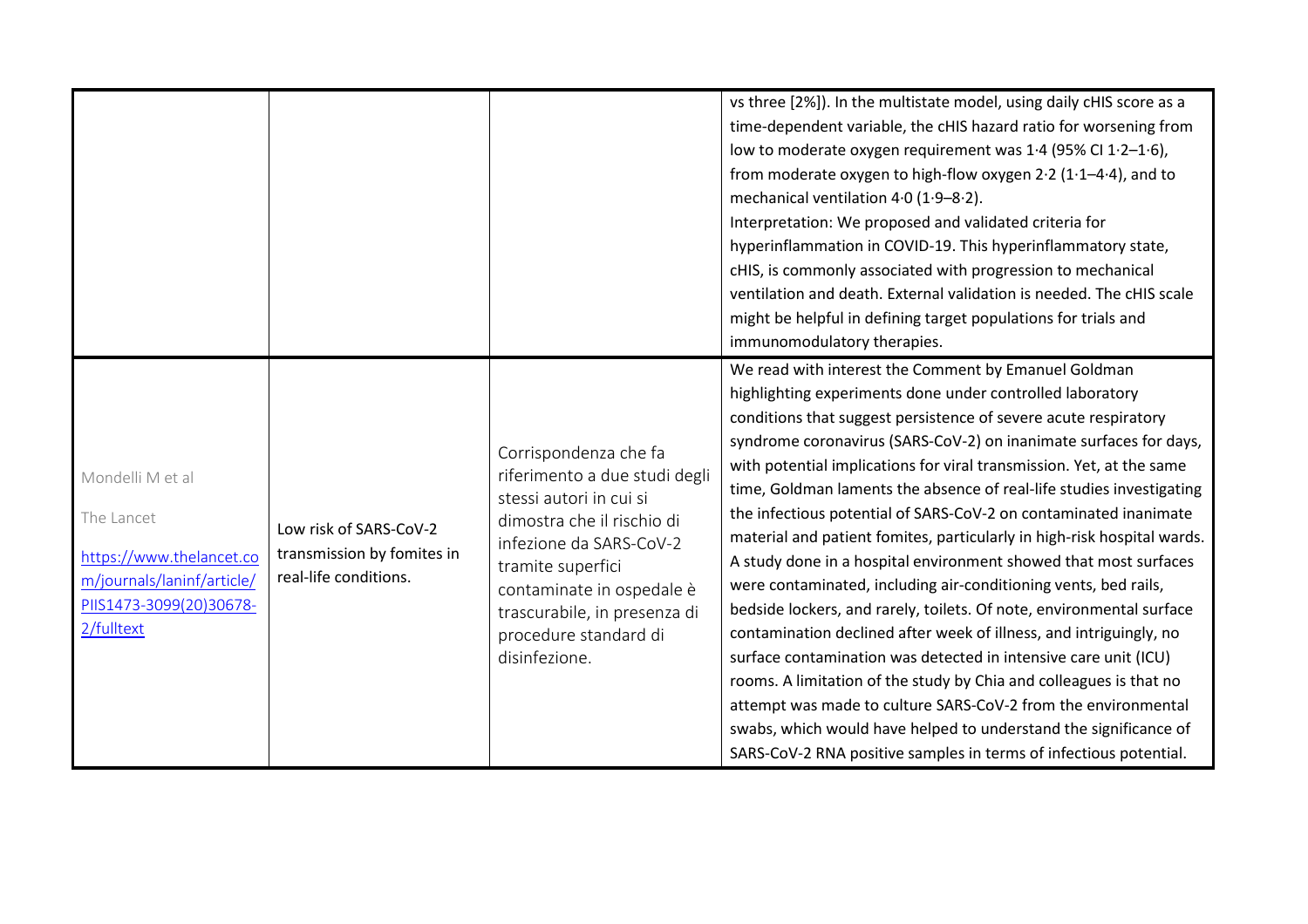| | | | |
|---|---|---|---|
| | | | vs three [2%]). In the multistate model, using daily cHIS score as a time-dependent variable, the cHIS hazard ratio for worsening from low to moderate oxygen requirement was 1·4 (95% CI 1·2–1·6), from moderate oxygen to high-flow oxygen 2·2 (1·1–4·4), and to mechanical ventilation 4·0 (1·9–8·2).<br>Interpretation: We proposed and validated criteria for hyperinflammation in COVID-19. This hyperinflammatory state, cHIS, is commonly associated with progression to mechanical ventilation and death. External validation is needed. The cHIS scale might be helpful in defining target populations for trials and immunomodulatory therapies. |
| Mondelli M et al<br><br>The Lancet<br><br>[https://www.thelancet.com/journals/laninf/article/PIIS1473-3099(20)30678-2/fulltext](https://www.thelancet.com/journals/laninf/article/PIIS1473-3099(20)30678-2/fulltext) | Low risk of SARS-CoV-2 transmission by fomites in real-life conditions. | Corrispondenza che fa riferimento a due studi degli stessi autori in cui si dimostra che il rischio di infezione da SARS-CoV-2 tramite superfici contaminate in ospedale è trascurabile, in presenza di procedure standard di disinfezione. | We read with interest the Comment by Emanuel Goldman highlighting experiments done under controlled laboratory conditions that suggest persistence of severe acute respiratory syndrome coronavirus (SARS-CoV-2) on inanimate surfaces for days, with potential implications for viral transmission. Yet, at the same time, Goldman laments the absence of real-life studies investigating the infectious potential of SARS-CoV-2 on contaminated inanimate material and patient fomites, particularly in high-risk hospital wards. A study done in a hospital environment showed that most surfaces were contaminated, including air-conditioning vents, bed rails, bedside lockers, and rarely, toilets. Of note, environmental surface contamination declined after week of illness, and intriguingly, no surface contamination was detected in intensive care unit (ICU) rooms. A limitation of the study by Chia and colleagues is that no attempt was made to culture SARS-CoV-2 from the environmental swabs, which would have helped to understand the significance of SARS-CoV-2 RNA positive samples in terms of infectious potential. |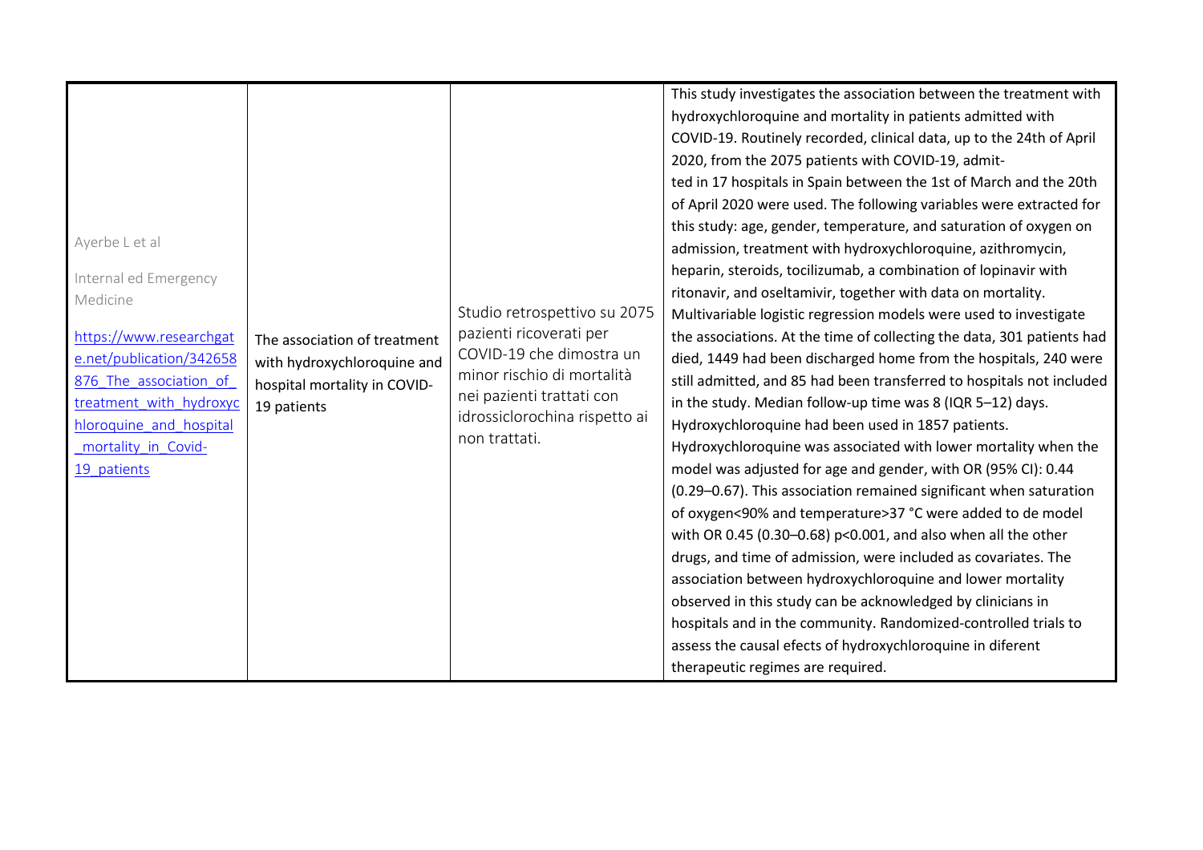| | | | |
|---|---|---|---|
| Ayerbe L et al<br><br>Internal ed Emergency Medicine<br><br>[https://www.researchgate.net/publication/342658876_The_association_of_treatment_with_hydroxychloroquine_and_hospital_mortality_in_Covid-19_patients](https://www.researchgate.net/publication/342658876_The_association_of_treatment_with_hydroxychloroquine_and_hospital_mortality_in_Covid-19_patients) | The association of treatment with hydroxychloroquine and hospital mortality in COVID-19 patients | Studio retrospettivo su 2075 pazienti ricoverati per COVID-19 che dimostra un minor rischio di mortalità nei pazienti trattati con idrossiclorochina rispetto ai non trattati. | This study investigates the association between the treatment with hydroxychloroquine and mortality in patients admitted with COVID-19. Routinely recorded, clinical data, up to the 24th of April 2020, from the 2075 patients with COVID-19, admitted in 17 hospitals in Spain between the 1st of March and the 20th of April 2020 were used. The following variables were extracted for this study: age, gender, temperature, and saturation of oxygen on admission, treatment with hydroxychloroquine, azithromycin, heparin, steroids, tocilizumab, a combination of lopinavir with ritonavir, and oseltamivir, together with data on mortality. Multivariable logistic regression models were used to investigate the associations. At the time of collecting the data, 301 patients had died, 1449 had been discharged home from the hospitals, 240 were still admitted, and 85 had been transferred to hospitals not included in the study. Median follow-up time was 8 (IQR 5–12) days. Hydroxychloroquine had been used in 1857 patients. Hydroxychloroquine was associated with lower mortality when the model was adjusted for age and gender, with OR (95% CI): 0.44 (0.29–0.67). This association remained significant when saturation of oxygen<90% and temperature>37 °C were added to de model with OR 0.45 (0.30–0.68) $p<0.001$, and also when all the other drugs, and time of admission, were included as covariates. The association between hydroxychloroquine and lower mortality observed in this study can be acknowledged by clinicians in hospitals and in the community. Randomized-controlled trials to assess the causal efects of hydroxychloroquine in diferent therapeutic regimes are required. |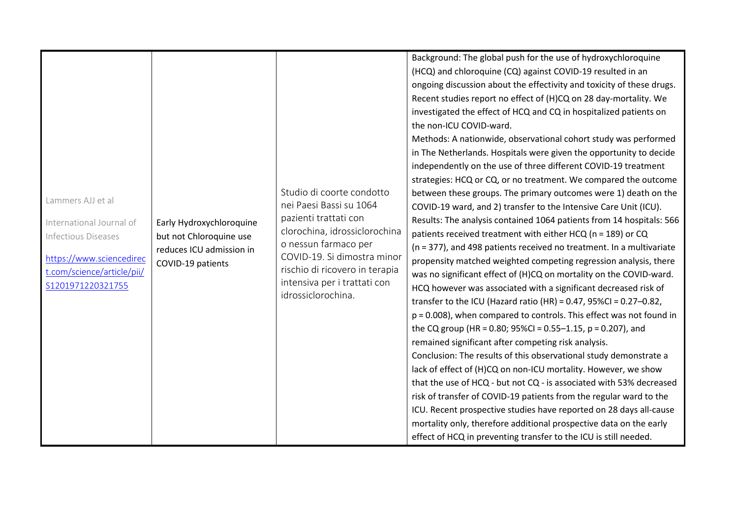| | | | |
|---|---|---|---|
| Lammers AJJ et al<br><br>International Journal of Infectious Diseases<br><br>[https://www.sciencedirect.com/science/article/pii/S1201971220321755](https://www.sciencedirect.com/science/article/pii/S1201971220321755) | Early Hydroxychloroquine but not Chloroquine use reduces ICU admission in COVID-19 patients | Studio di coorte condotto nei Paesi Bassi su 1064 pazienti trattati con clorochina, idrossiclorochina o nessun farmaco per COVID-19. Si dimostra minor rischio di ricovero in terapia intensiva per i trattati con idrossiclorochina. | Background: The global push for the use of hydroxychloroquine (HCQ) and chloroquine (CQ) against COVID-19 resulted in an ongoing discussion about the effectivity and toxicity of these drugs. Recent studies report no effect of (H)CQ on 28 day-mortality. We investigated the effect of HCQ and CQ in hospitalized patients on the non-ICU COVID-ward.<br>Methods: A nationwide, observational cohort study was performed in The Netherlands. Hospitals were given the opportunity to decide independently on the use of three different COVID-19 treatment strategies: HCQ or CQ, or no treatment. We compared the outcome between these groups. The primary outcomes were 1) death on the COVID-19 ward, and 2) transfer to the Intensive Care Unit (ICU).<br>Results: The analysis contained 1064 patients from 14 hospitals: 566 patients received treatment with either HCQ ($n = 189$) or CQ ($n = 377$), and 498 patients received no treatment. In a multivariate propensity matched weighted competing regression analysis, there was no significant effect of (H)CQ on mortality on the COVID-ward. HCQ however was associated with a significant decreased risk of transfer to the ICU (Hazard ratio (HR) = 0.47, 95%CI = 0.27–0.82, $p = 0.008$), when compared to controls. This effect was not found in the CQ group (HR = 0.80; 95%CI = 0.55–1.15, $p = 0.207$), and remained significant after competing risk analysis.<br>Conclusion: The results of this observational study demonstrate a lack of effect of (H)CQ on non-ICU mortality. However, we show that the use of HCQ - but not CQ - is associated with 53% decreased risk of transfer of COVID-19 patients from the regular ward to the ICU. Recent prospective studies have reported on 28 days all-cause mortality only, therefore additional prospective data on the early effect of HCQ in preventing transfer to the ICU is still needed. |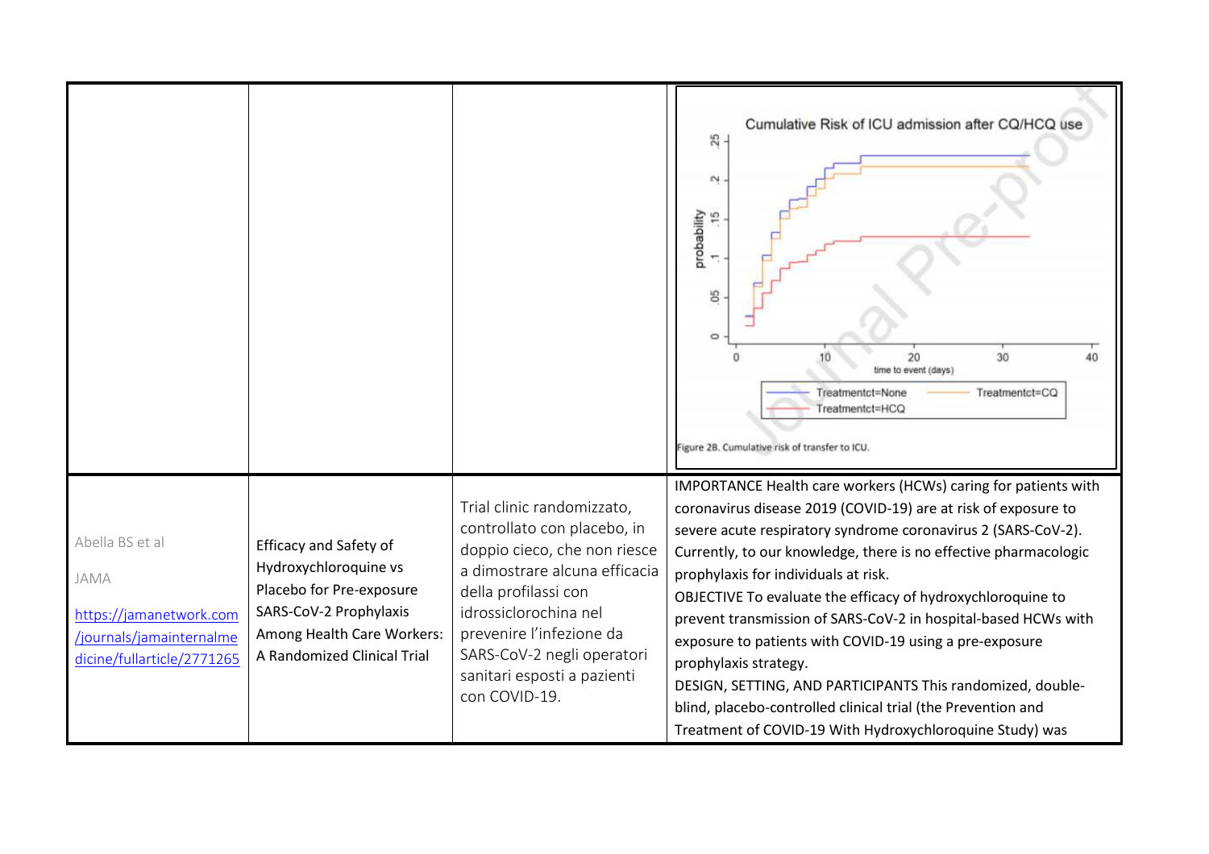| | | | |
|---|---|---|---|
| | | | Cumulative Risk of ICU admission after CQ/HCQ use<br><br>Figure 2B. Cumulative risk of transfer to ICU. |
| Abella BS et al<br><br>JAMA<br><br>https://jamanetwork.com/journals/jamainternalmedicine/fullarticle/2771265 | Efficacy and Safety of Hydroxychloroquine vs Placebo for Pre-exposure SARS-CoV-2 Prophylaxis Among Health Care Workers: A Randomized Clinical Trial | Trial clinic randomizzato, controllato con placebo, in doppio cieco, che non riesce a dimostrare alcuna efficacia della profilassi con idrossiclorochina nel prevenire l'infezione da SARS-CoV-2 negli operatori sanitari esposti a pazienti con COVID-19. | IMPORTANCE Health care workers (HCWs) caring for patients with coronavirus disease 2019 (COVID-19) are at risk of exposure to severe acute respiratory syndrome coronavirus 2 (SARS-CoV-2). Currently, to our knowledge, there is no effective pharmacologic prophylaxis for individuals at risk.<br>OBJECTIVE To evaluate the efficacy of hydroxychloroquine to prevent transmission of SARS-CoV-2 in hospital-based HCWs with exposure to patients with COVID-19 using a pre-exposure prophylaxis strategy.<br>DESIGN, SETTING, AND PARTICIPANTS This randomized, double-blind, placebo-controlled clinical trial (the Prevention and Treatment of COVID-19 With Hydroxychloroquine Study) was |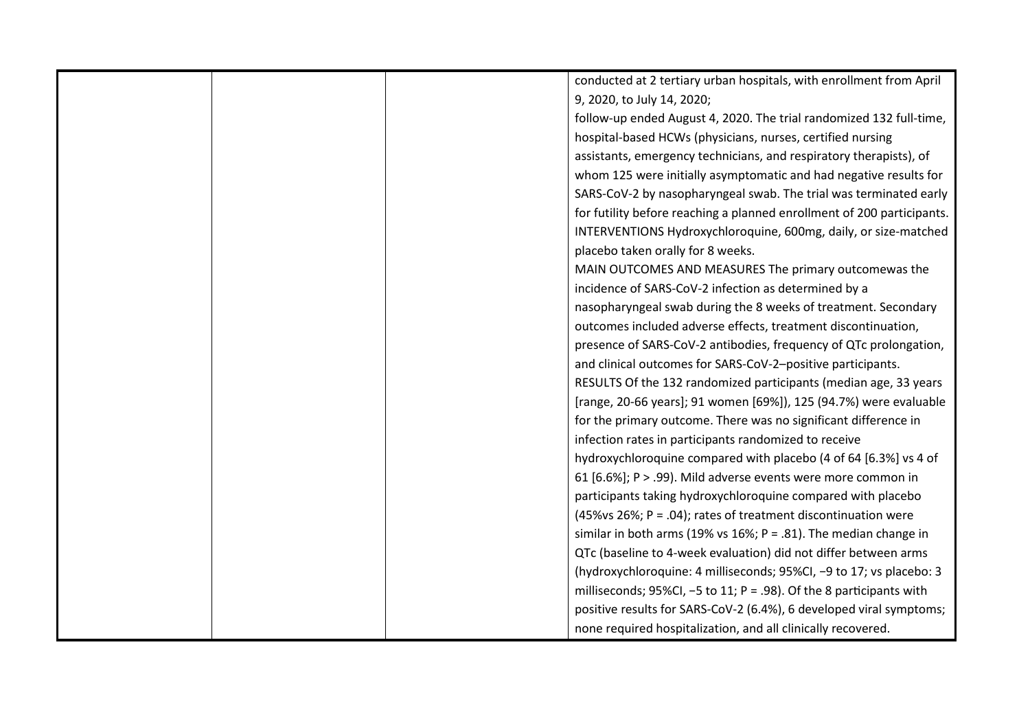|  |  |  | conducted at 2 tertiary urban hospitals, with enrollment from April 9, 2020, to July 14, 2020;<br>follow-up ended August 4, 2020. The trial randomized 132 full-time, hospital-based HCWs (physicians, nurses, certified nursing assistants, emergency technicians, and respiratory therapists), of whom 125 were initially asymptomatic and had negative results for SARS-CoV-2 by nasopharyngeal swab. The trial was terminated early for futility before reaching a planned enrollment of 200 participants.<br>INTERVENTIONS Hydroxychloroquine, 600mg, daily, or size-matched placebo taken orally for 8 weeks.<br>MAIN OUTCOMES AND MEASURES The primary outcomewas the incidence of SARS-CoV-2 infection as determined by a nasopharyngeal swab during the 8 weeks of treatment. Secondary outcomes included adverse effects, treatment discontinuation, presence of SARS-CoV-2 antibodies, frequency of QTc prolongation, and clinical outcomes for SARS-CoV-2–positive participants.<br>RESULTS Of the 132 randomized participants (median age, 33 years [range, 20-66 years]; 91 women [69%]), 125 (94.7%) were evaluable for the primary outcome. There was no significant difference in infection rates in participants randomized to receive hydroxychloroquine compared with placebo (4 of 64 [6.3%] vs 4 of 61 [6.6%]; P > .99). Mild adverse events were more common in participants taking hydroxychloroquine compared with placebo (45%vs 26%; P = .04); rates of treatment discontinuation were similar in both arms (19% vs 16%; P = .81). The median change in QTc (baseline to 4-week evaluation) did not differ between arms (hydroxychloroquine: 4 milliseconds; 95%CI, −9 to 17; vs placebo: 3 milliseconds; 95%CI, −5 to 11; P = .98). Of the 8 participants with positive results for SARS-CoV-2 (6.4%), 6 developed viral symptoms; none required hospitalization, and all clinically recovered. |
|---|---|---|---|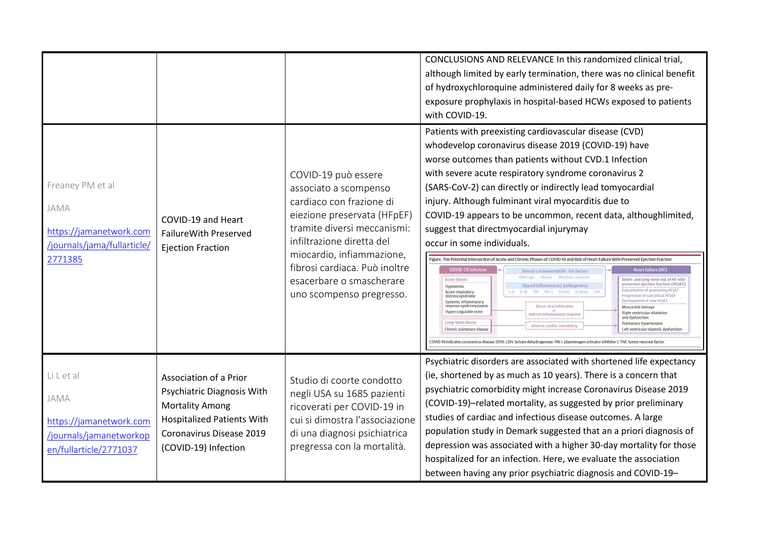| | | | |
|---|---|---|---|
| | | | CONCLUSIONS AND RELEVANCE In this randomized clinical trial, although limited by early termination, there was no clinical benefit of hydroxychloroquine administered daily for 8 weeks as pre-exposure prophylaxis in hospital-based HCWs exposed to patients with COVID-19. |
| Freaney PM et al<br><br>JAMA<br><br>[https://jamanetwork.com/journals/jama/fullarticle/2771385](https://jamanetwork.com/journals/jama/fullarticle/2771385) | COVID-19 and Heart FailureWith Preserved Ejection Fraction | COVID-19 può essere associato a scompenso cardiaco con frazione di eiezione preservata (HFpEF) tramite diversi meccanismi: infiltrazione diretta del miocardio, infiammazione, fibrosi cardiaca. Può inoltre esacerbare o smascherare uno scompenso pregresso. | Patients with preexisting cardiovascular disease (CVD) whodevelop coronavirus disease 2019 (COVID-19) have worse outcomes than patients without CVD.1 Infection with severe acute respiratory syndrome coronavirus 2 (SARS-CoV-2) can directly or indirectly lead tomyocardial injury. Although fulminant viral myocarditis due to COVID-19 appears to be uncommon, recent data, althoughlimited, suggest that directmyocardial injurymay occur in some individuals.<br><br>Figure. The Potential Intersection of Acute and Chronic Phases of COVID-19 and Risk of Heart Failure With Preserved Ejection Fraction<br><br>COVID-19 indicates coronavirus disease 2019; LDH, lactate dehydrogenase; PAI-1, plasminogen activator inhibitor 1; TNF, tumor necrosis factor. |
| Li L et al<br><br>JAMA<br><br>[https://jamanetwork.com/journals/jamanetworkopen/fullarticle/2771037](https://jamanetwork.com/journals/jamanetworkopen/fullarticle/2771037) | Association of a Prior Psychiatric Diagnosis With Mortality Among Hospitalized Patients With Coronavirus Disease 2019 (COVID-19) Infection | Studio di coorte condotto negli USA su 1685 pazienti ricoverati per COVID-19 in cui si dimostra l'associazione di una diagnosi psichiatrica pregressa con la mortalità. | Psychiatric disorders are associated with shortened life expectancy (ie, shortened by as much as 10 years). There is a concern that psychiatric comorbidity might increase Coronavirus Disease 2019 (COVID-19)–related mortality, as suggested by prior preliminary studies of cardiac and infectious disease outcomes. A large population study in Demark suggested that an a priori diagnosis of depression was associated with a higher 30-day mortality for those hospitalized for an infection. Here, we evaluate the association between having any prior psychiatric diagnosis and COVID-19– |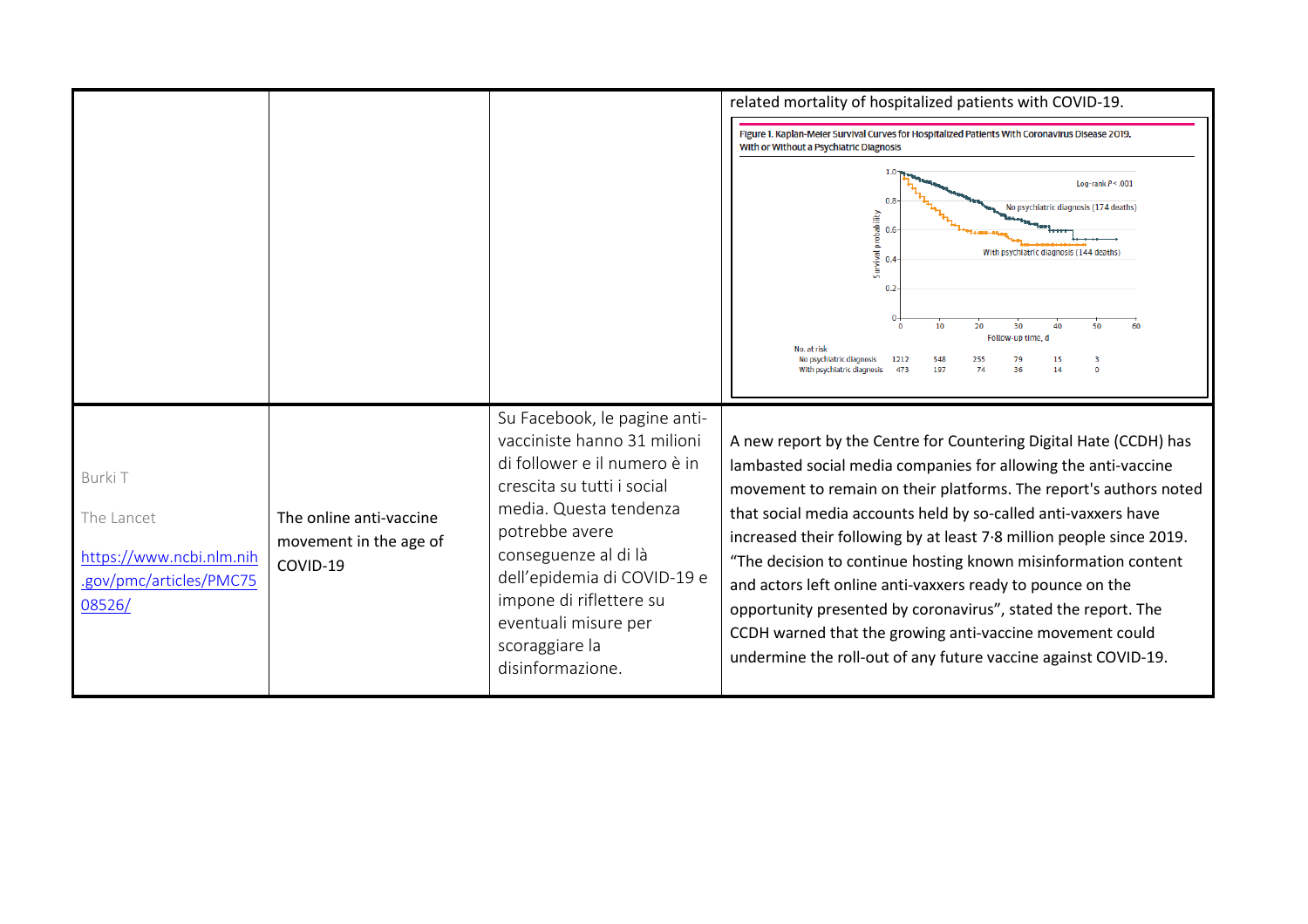| | | | |
|---|---|---|---|
| | | | related mortality of hospitalized patients with COVID-19.<br>Figure 1. Kaplan-Meier Survival Curves for Hospitalized Patients With Coronavirus Disease 2019, With or Without a Psychiatric Diagnosis<br>Log-rank $P < .001$<br>No psychiatric diagnosis (174 deaths)<br>With psychiatric diagnosis (144 deaths)<br>Survival probability<br>Follow-up time, d<br>No. at risk<br>No psychiatric diagnosis 1212 548 255 79 15 3<br>With psychiatric diagnosis 473 197 74 36 14 0 |
| Burki T<br><br>The Lancet<br><br>https://www.ncbi.nlm.nih.gov/pmc/articles/PMC7508526/ | The online anti-vaccine movement in the age of COVID-19 | Su Facebook, le pagine anti-vacciniste hanno 31 milioni di follower e il numero è in crescita su tutti i social media. Questa tendenza potrebbe avere conseguenze al di là dell'epidemia di COVID-19 e impone di riflettere su eventuali misure per scoraggiare la disinformazione. | A new report by the Centre for Countering Digital Hate (CCDH) has lambasted social media companies for allowing the anti-vaccine movement to remain on their platforms. The report's authors noted that social media accounts held by so-called anti-vaxxers have increased their following by at least 7·8 million people since 2019. "The decision to continue hosting known misinformation content and actors left online anti-vaxxers ready to pounce on the opportunity presented by coronavirus", stated the report. The CCDH warned that the growing anti-vaccine movement could undermine the roll-out of any future vaccine against COVID-19. |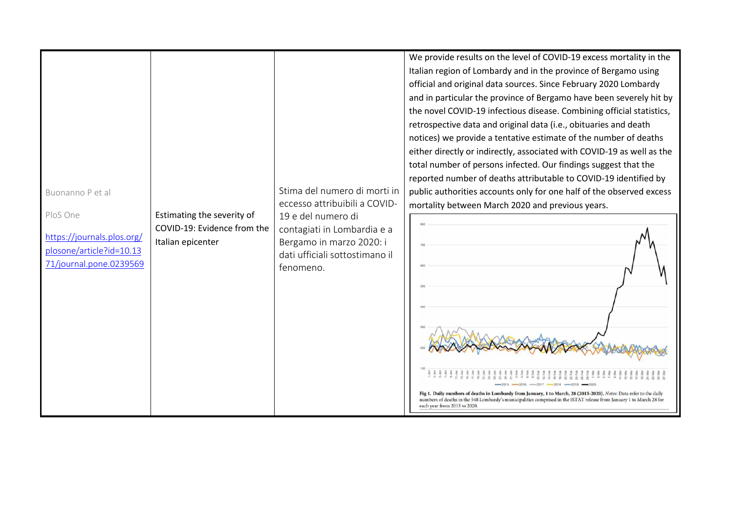| | | | |
|---|---|---|---|
| Buonanno P et al<br><br>PloS One<br><br>https://journals.plos.org/plosone/article?id=10.1371/journal.pone.0239569 | Estimating the severity of COVID-19: Evidence from the Italian epicenter | Stima del numero di morti in eccesso attribuibili a COVID-19 e del numero di contagiati in Lombardia e a Bergamo in marzo 2020: i dati ufficiali sottostimano il fenomeno. | We provide results on the level of COVID-19 excess mortality in the Italian region of Lombardy and in the province of Bergamo using official and original data sources. Since February 2020 Lombardy and in particular the province of Bergamo have been severely hit by the novel COVID-19 infectious disease. Combining official statistics, retrospective data and original data (i.e., obituaries and death notices) we provide a tentative estimate of the number of deaths either directly or indirectly, associated with COVID-19 as well as the total number of persons infected. Our findings suggest that the reported number of deaths attributable to COVID-19 identified by public authorities accounts only for one half of the observed excess mortality between March 2020 and previous years.<br><br>**Fig 1. Daily numbers of deaths in Lombardy from January, 1 to March, 28 (2015-2020).** *Notes:* Data refer to the daily numbers of deaths in the 548 Lombardy's municipalities comprised in the ISTAT release from January 1 to March 28 for each year from 2015 to 2020. |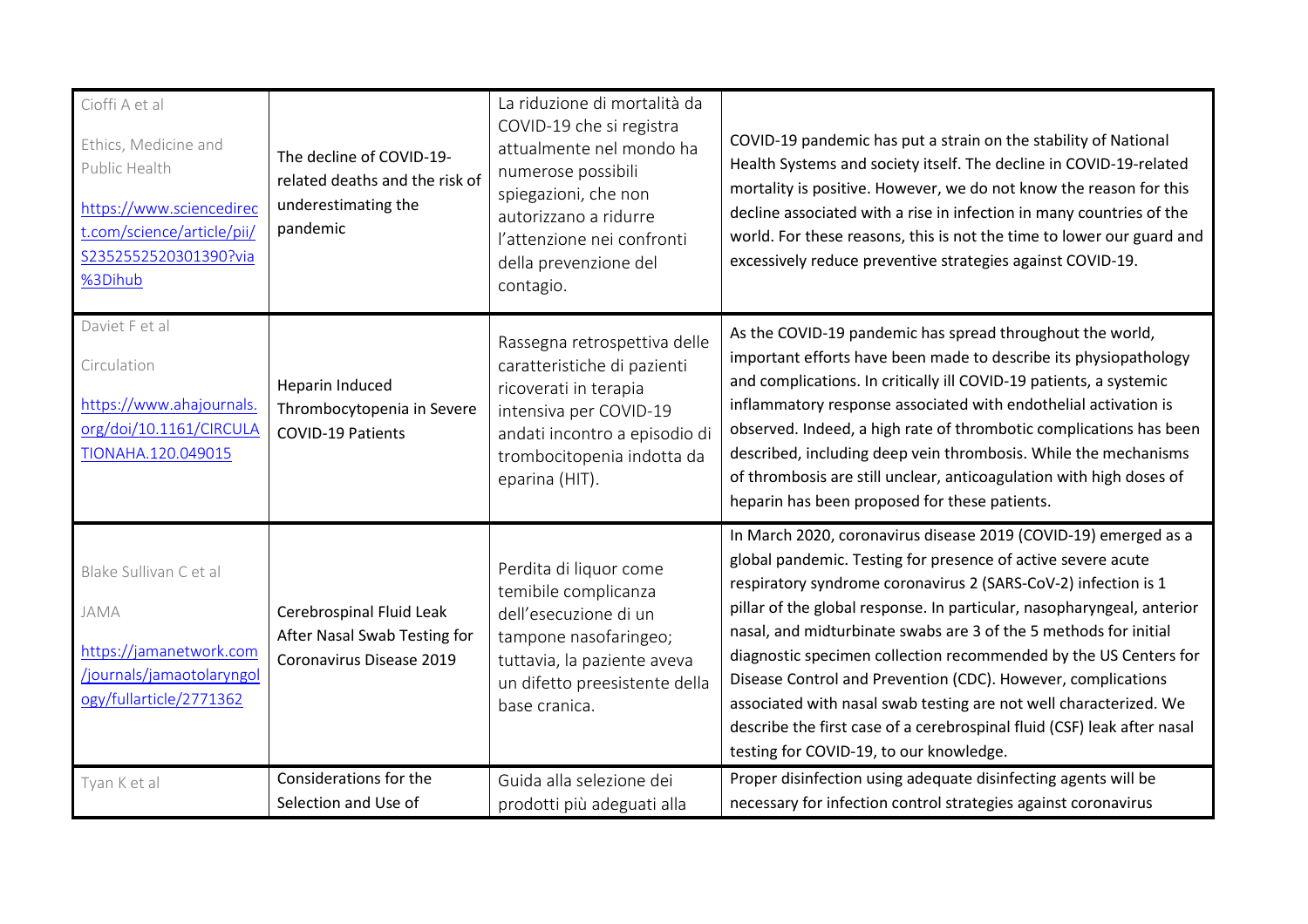| | | | |
|---|---|---|---|
| Cioffi A et al<br><br>Ethics, Medicine and Public Health<br><br>[https://www.sciencedirect.com/science/article/pii/S2352552520301390?via%3Dihub](https://www.sciencedirect.com/science/article/pii/S2352552520301390?via%3Dihub) | The decline of COVID-19-related deaths and the risk of underestimating the pandemic | La riduzione di mortalità da COVID-19 che si registra attualmente nel mondo ha numerose possibili spiegazioni, che non autorizzano a ridurre l'attenzione nei confronti della prevenzione del contagio. | COVID-19 pandemic has put a strain on the stability of National Health Systems and society itself. The decline in COVID-19-related mortality is positive. However, we do not know the reason for this decline associated with a rise in infection in many countries of the world. For these reasons, this is not the time to lower our guard and excessively reduce preventive strategies against COVID-19. |
| Daviet F et al<br><br>Circulation<br><br>[https://www.ahajournals.org/doi/10.1161/CIRCULATIONAHA.120.049015](https://www.ahajournals.org/doi/10.1161/CIRCULATIONAHA.120.049015) | Heparin Induced Thrombocytopenia in Severe COVID-19 Patients | Rassegna retrospettiva delle caratteristiche di pazienti ricoverati in terapia intensiva per COVID-19 andati incontro a episodio di trombocitopenia indotta da eparina (HIT). | As the COVID-19 pandemic has spread throughout the world, important efforts have been made to describe its physiopathology and complications. In critically ill COVID-19 patients, a systemic inflammatory response associated with endothelial activation is observed. Indeed, a high rate of thrombotic complications has been described, including deep vein thrombosis. While the mechanisms of thrombosis are still unclear, anticoagulation with high doses of heparin has been proposed for these patients. |
| Blake Sullivan C et al<br><br>JAMA<br><br>[https://jamanetwork.com/journals/jamaotolaryngology/fullarticle/2771362](https://jamanetwork.com/journals/jamaotolaryngology/fullarticle/2771362) | Cerebrospinal Fluid Leak After Nasal Swab Testing for Coronavirus Disease 2019 | Perdita di liquor come temibile complicanza dell'esecuzione di un tampone nasofaringeo; tuttavia, la paziente aveva un difetto preesistente della base cranica. | In March 2020, coronavirus disease 2019 (COVID-19) emerged as a global pandemic. Testing for presence of active severe acute respiratory syndrome coronavirus 2 (SARS-CoV-2) infection is 1 pillar of the global response. In particular, nasopharyngeal, anterior nasal, and midturbinate swabs are 3 of the 5 methods for initial diagnostic specimen collection recommended by the US Centers for Disease Control and Prevention (CDC). However, complications associated with nasal swab testing are not well characterized. We describe the first case of a cerebrospinal fluid (CSF) leak after nasal testing for COVID-19, to our knowledge. |
| Tyan K et al | Considerations for the Selection and Use of | Guida alla selezione dei prodotti più adeguati alla | Proper disinfection using adequate disinfecting agents will be necessary for infection control strategies against coronavirus |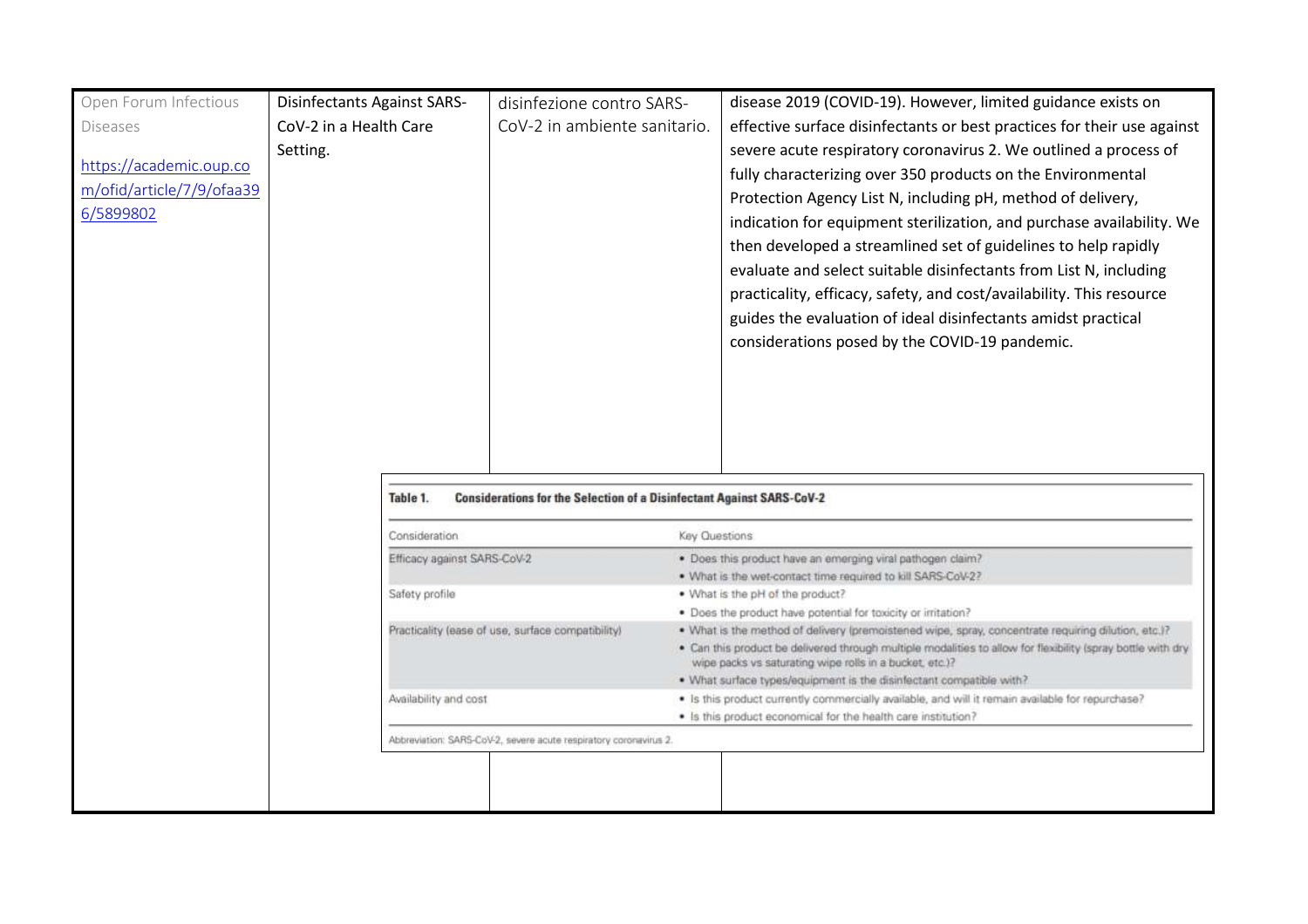| | | | |
|---|---|---|---|
| Open Forum Infectious Diseases<br><br>https://academic.oup.com/ofid/article/7/9/ofaa396/5899802 | Disinfectants Against SARS-CoV-2 in a Health Care Setting. | disinfezione contro SARS-CoV-2 in ambiente sanitario. | disease 2019 (COVID-19). However, limited guidance exists on effective surface disinfectants or best practices for their use against severe acute respiratory coronavirus 2. We outlined a process of fully characterizing over 350 products on the Environmental Protection Agency List N, including pH, method of delivery, indication for equipment sterilization, and purchase availability. We then developed a streamlined set of guidelines to help rapidly evaluate and select suitable disinfectants from List N, including practicality, efficacy, safety, and cost/availability. This resource guides the evaluation of ideal disinfectants amidst practical considerations posed by the COVID-19 pandemic. |

**Table 1. Considerations for the Selection of a Disinfectant Against SARS-CoV-2**

| Consideration | Key Questions |
|---|---|
| Efficacy against SARS-CoV-2 | • Does this product have an emerging viral pathogen claim?<br>• What is the wet-contact time required to kill SARS-CoV-2? |
| Safety profile | • What is the pH of the product?<br>• Does the product have potential for toxicity or irritation? |
| Practicality (ease of use, surface compatibility) | • What is the method of delivery (premoistened wipe, spray, concentrate requiring dilution, etc.)?<br>• Can this product be delivered through multiple modalities to allow for flexibility (spray bottle with dry wipe packs vs saturating wipe rolls in a bucket, etc.)?<br>• What surface types/equipment is the disinfectant compatible with? |
| Availability and cost | • Is this product currently commercially available, and will it remain available for repurchase?<br>• Is this product economical for the health care institution? |

Abbreviation: SARS-CoV-2, severe acute respiratory coronavirus 2.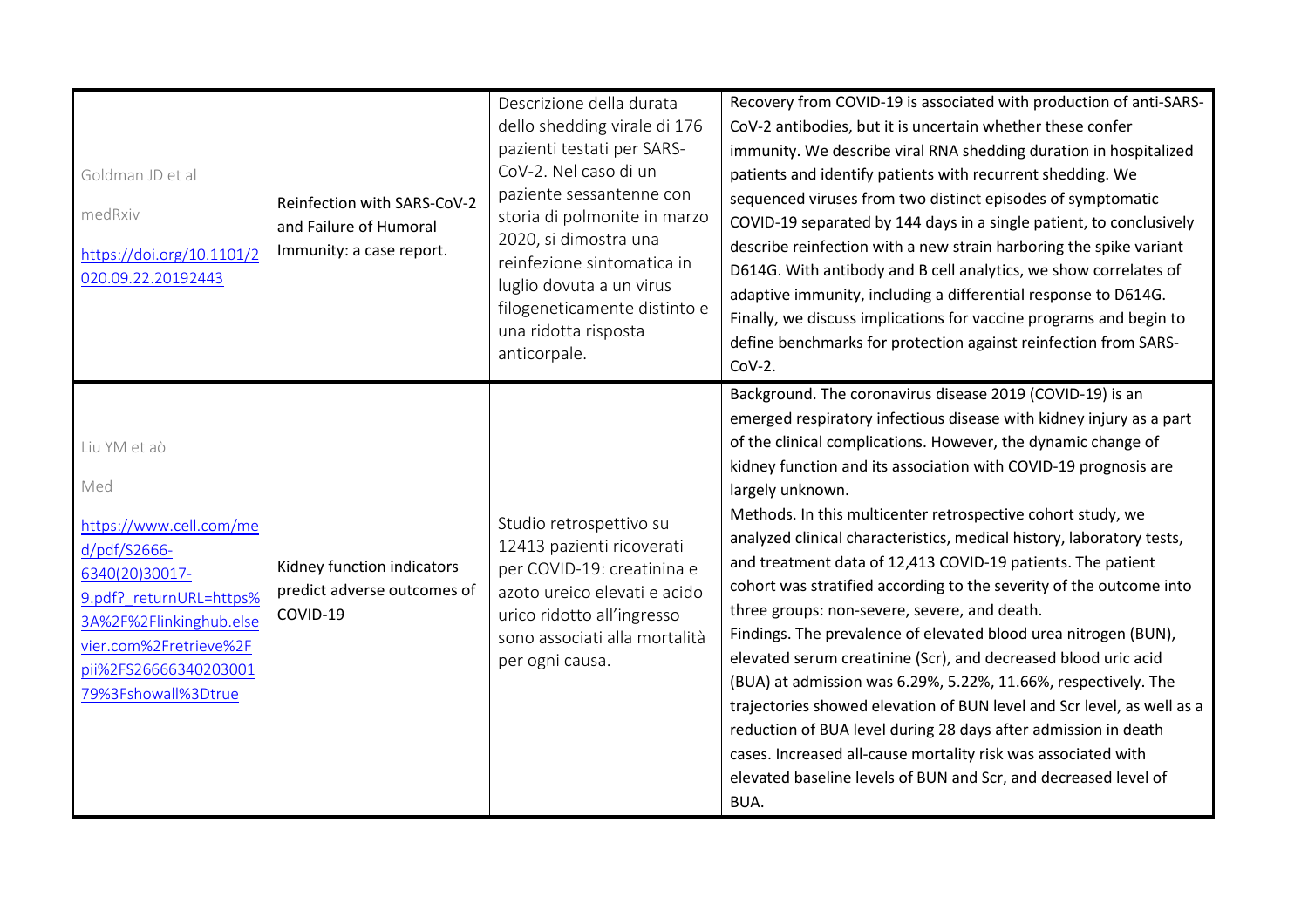| | | | |
|---|---|---|---|
| Goldman JD et al<br><br>medRxiv<br><br>https://doi.org/10.1101/2020.09.22.20192443 | Reinfection with SARS-CoV-2 and Failure of Humoral Immunity: a case report. | Descrizione della durata dello shedding virale di 176 pazienti testati per SARS-CoV-2. Nel caso di un paziente sessantenne con storia di polmonite in marzo 2020, si dimostra una reinfezione sintomatica in luglio dovuta a un virus filogeneticamente distinto e una ridotta risposta anticorpale. | Recovery from COVID-19 is associated with production of anti-SARS-CoV-2 antibodies, but it is uncertain whether these confer immunity. We describe viral RNA shedding duration in hospitalized patients and identify patients with recurrent shedding. We sequenced viruses from two distinct episodes of symptomatic COVID-19 separated by 144 days in a single patient, to conclusively describe reinfection with a new strain harboring the spike variant D614G. With antibody and B cell analytics, we show correlates of adaptive immunity, including a differential response to D614G. Finally, we discuss implications for vaccine programs and begin to define benchmarks for protection against reinfection from SARS-CoV-2. |
| Liu YM et aò<br><br>Med<br><br>https://www.cell.com/med/pdf/S2666-6340(20)30017-9.pdf?_returnURL=https%3A%2F%2Flinkinghub.elsevier.com%2Fretrieve%2Fpii%2FS2666634020300179%3Fshowall%3Dtrue | Kidney function indicators predict adverse outcomes of COVID-19 | Studio retrospettivo su 12413 pazienti ricoverati per COVID-19: creatinina e azoto ureico elevati e acido urico ridotto all'ingresso sono associati alla mortalità per ogni causa. | Background. The coronavirus disease 2019 (COVID-19) is an emerged respiratory infectious disease with kidney injury as a part of the clinical complications. However, the dynamic change of kidney function and its association with COVID-19 prognosis are largely unknown.<br>Methods. In this multicenter retrospective cohort study, we analyzed clinical characteristics, medical history, laboratory tests, and treatment data of 12,413 COVID-19 patients. The patient cohort was stratified according to the severity of the outcome into three groups: non-severe, severe, and death.<br>Findings. The prevalence of elevated blood urea nitrogen (BUN), elevated serum creatinine (Scr), and decreased blood uric acid (BUA) at admission was 6.29%, 5.22%, 11.66%, respectively. The trajectories showed elevation of BUN level and Scr level, as well as a reduction of BUA level during 28 days after admission in death cases. Increased all-cause mortality risk was associated with elevated baseline levels of BUN and Scr, and decreased level of BUA. |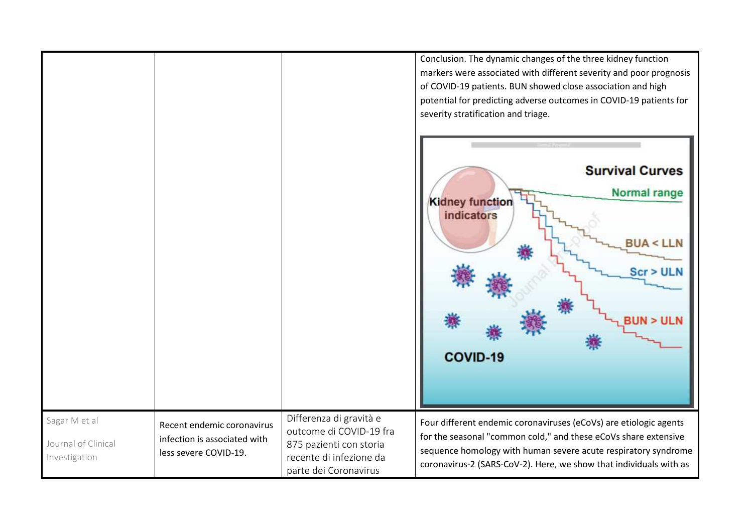| | | | |
|---|---|---|---|
| | | | Conclusion. The dynamic changes of the three kidney function markers were associated with different severity and poor prognosis of COVID-19 patients. BUN showed close association and high potential for predicting adverse outcomes in COVID-19 patients for severity stratification and triage. |
| Sagar M et al<br><br>Journal of Clinical Investigation | Recent endemic coronavirus infection is associated with less severe COVID-19. | Differenza di gravità e outcome di COVID-19 fra 875 pazienti con storia recente di infezione da parte dei Coronavirus | Four different endemic coronaviruses (eCoVs) are etiologic agents for the seasonal "common cold," and these eCoVs share extensive sequence homology with human severe acute respiratory syndrome coronavirus-2 (SARS-CoV-2). Here, we show that individuals with as |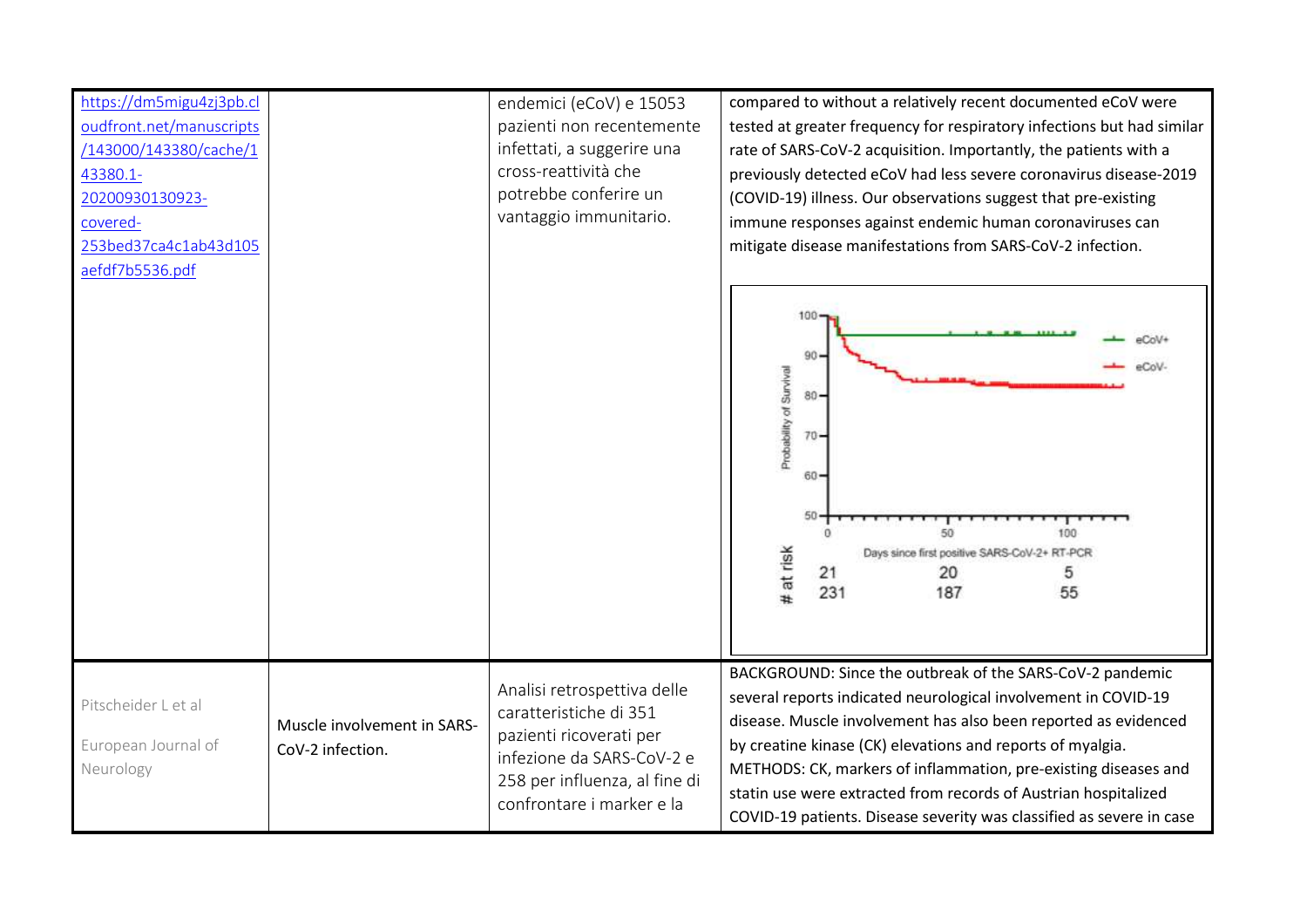| | | | |
|---|---|---|---|
| https://dm5migu4zj3pb.cloudfront.net/manuscripts/143000/143380/cache/143380.1-20200930130923-covered-253bed37ca4c1ab43d105aefdf7b5536.pdf | | endemici (eCoV) e 15053 pazienti non recentemente infettati, a suggerire una cross-reattività che potrebbe conferire un vantaggio immunitario. | compared to without a relatively recent documented eCoV were tested at greater frequency for respiratory infections but had similar rate of SARS-CoV-2 acquisition. Importantly, the patients with a previously detected eCoV had less severe coronavirus disease-2019 (COVID-19) illness. Our observations suggest that pre-existing immune responses against endemic human coronaviruses can mitigate disease manifestations from SARS-CoV-2 infection. |
| Pitscheider L et al<br><br>European Journal of Neurology | Muscle involvement in SARS-CoV-2 infection. | Analisi retrospettiva delle caratteristiche di 351 pazienti ricoverati per infezione da SARS-CoV-2 e 258 per influenza, al fine di confrontare i marker e la | BACKGROUND: Since the outbreak of the SARS-CoV-2 pandemic several reports indicated neurological involvement in COVID-19 disease. Muscle involvement has also been reported as evidenced by creatine kinase (CK) elevations and reports of myalgia. METHODS: CK, markers of inflammation, pre-existing diseases and statin use were extracted from records of Austrian hospitalized COVID-19 patients. Disease severity was classified as severe in case |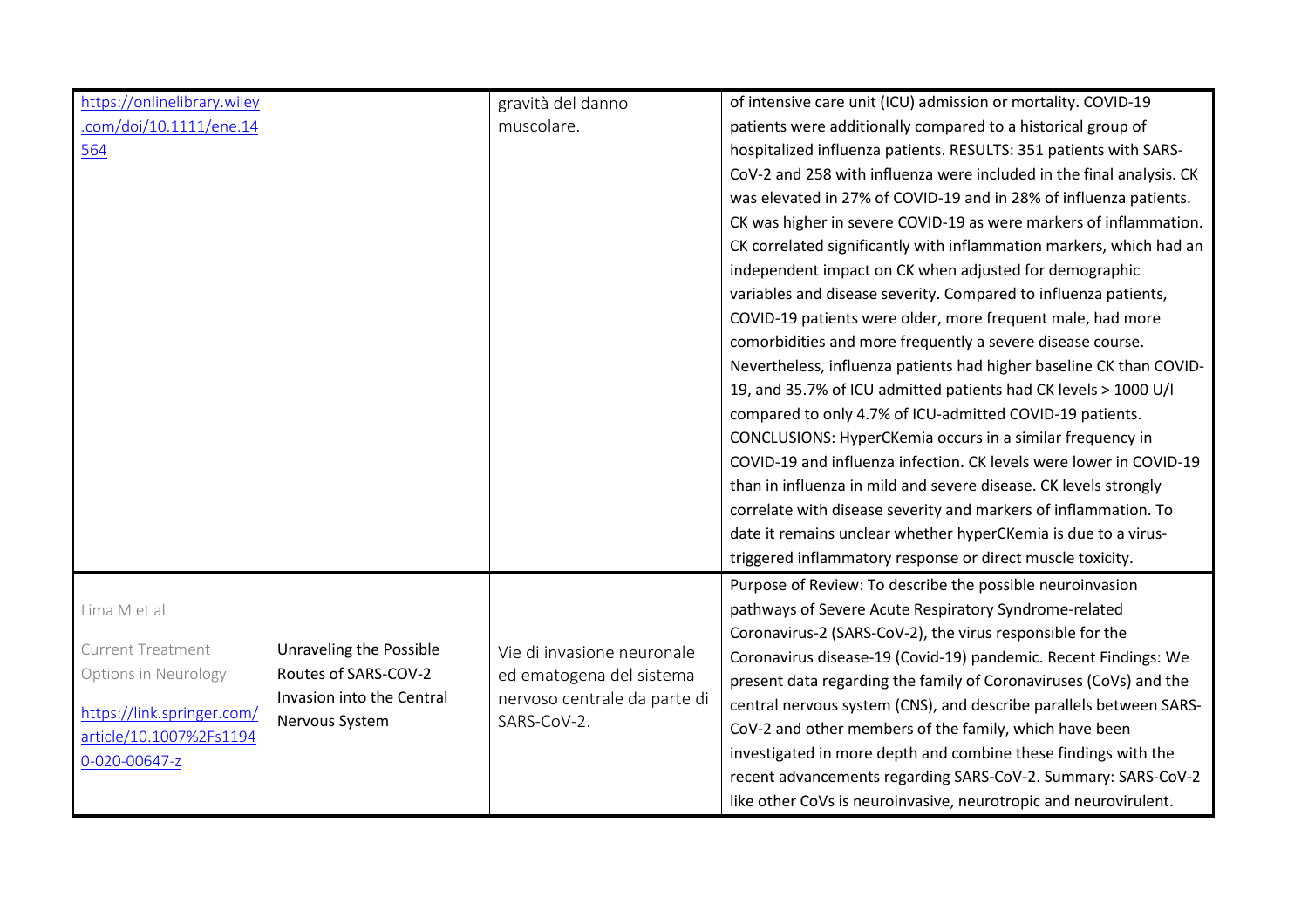| | | | |
|---|---|---|---|
| https://onlinelibrary.wiley.com/doi/10.1111/ene.14564 | | gravità del danno muscolare. | of intensive care unit (ICU) admission or mortality. COVID-19 patients were additionally compared to a historical group of hospitalized influenza patients. RESULTS: 351 patients with SARS-CoV-2 and 258 with influenza were included in the final analysis. CK was elevated in 27% of COVID-19 and in 28% of influenza patients. CK was higher in severe COVID-19 as were markers of inflammation. CK correlated significantly with inflammation markers, which had an independent impact on CK when adjusted for demographic variables and disease severity. Compared to influenza patients, COVID-19 patients were older, more frequent male, had more comorbidities and more frequently a severe disease course. Nevertheless, influenza patients had higher baseline CK than COVID-19, and 35.7% of ICU admitted patients had CK levels > 1000 U/l compared to only 4.7% of ICU-admitted COVID-19 patients. CONCLUSIONS: HyperCKemia occurs in a similar frequency in COVID-19 and influenza infection. CK levels were lower in COVID-19 than in influenza in mild and severe disease. CK levels strongly correlate with disease severity and markers of inflammation. To date it remains unclear whether hyperCKemia is due to a virus-triggered inflammatory response or direct muscle toxicity. |
| Lima M et al<br><br>Current Treatment Options in Neurology<br><br>https://link.springer.com/article/10.1007%2Fs11940-020-00647-z | Unraveling the Possible Routes of SARS-COV-2 Invasion into the Central Nervous System | Vie di invasione neuronale ed ematogena del sistema nervoso centrale da parte di SARS-CoV-2. | Purpose of Review: To describe the possible neuroinvasion pathways of Severe Acute Respiratory Syndrome-related Coronavirus-2 (SARS-CoV-2), the virus responsible for the Coronavirus disease-19 (Covid-19) pandemic. Recent Findings: We present data regarding the family of Coronaviruses (CoVs) and the central nervous system (CNS), and describe parallels between SARS-CoV-2 and other members of the family, which have been investigated in more depth and combine these findings with the recent advancements regarding SARS-CoV-2. Summary: SARS-CoV-2 like other CoVs is neuroinvasive, neurotropic and neurovirulent. |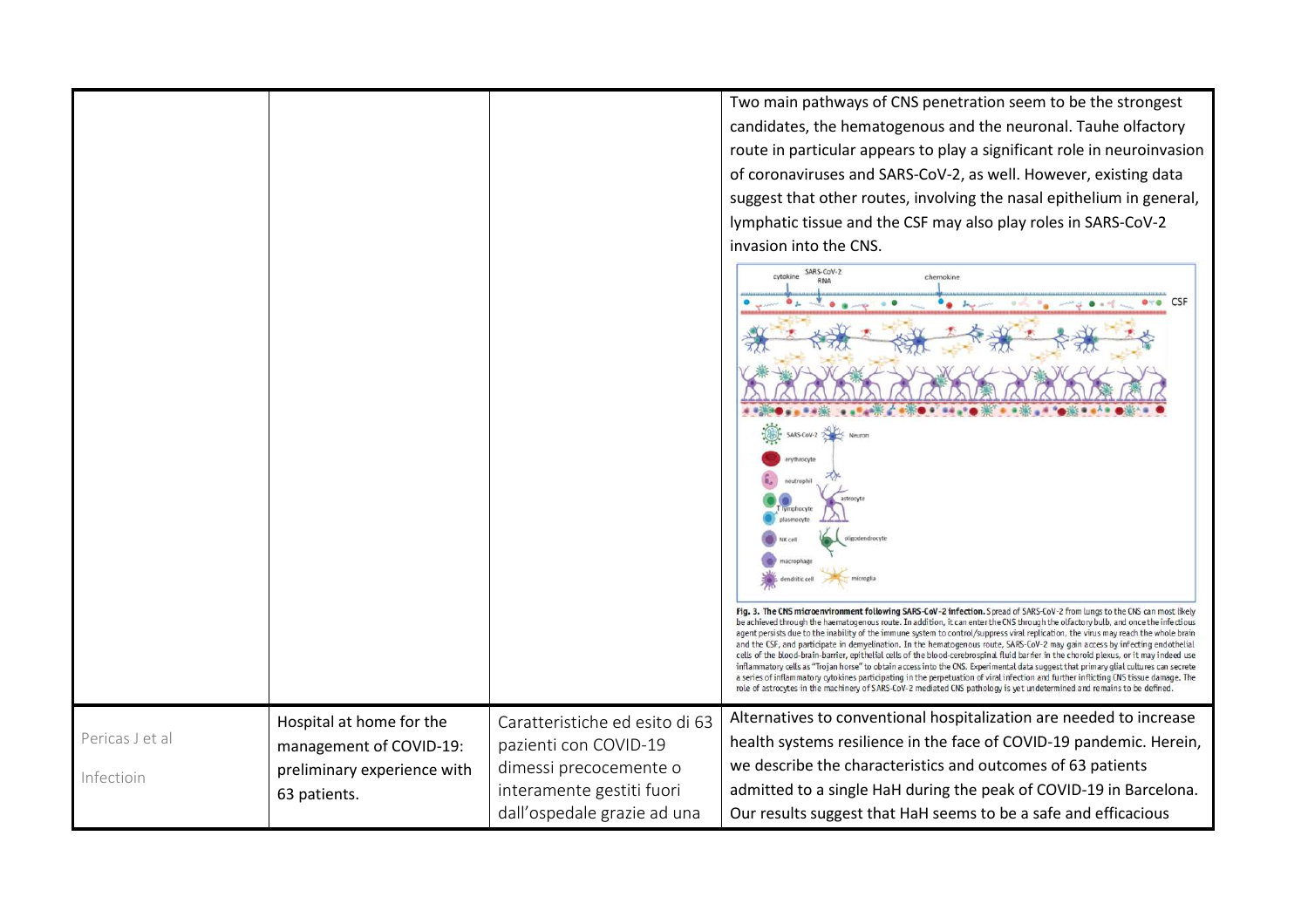| | | | |
|---|---|---|---|
| | | | Two main pathways of CNS penetration seem to be the strongest candidates, the hematogenous and the neuronal. Tauhe olfactory route in particular appears to play a significant role in neuroinvasion of coronaviruses and SARS-CoV-2, as well. However, existing data suggest that other routes, involving the nasal epithelium in general, lymphatic tissue and the CSF may also play roles in SARS-CoV-2 invasion into the CNS.<br><br>**Fig. 3. The CNS microenvironment following SARS-CoV-2 infection.** Spread of SARS-CoV-2 from lungs to the CNS can most likely be achieved through the haematogenous route. In addition, it can enter the CNS through the olfactory bulb, and once the infectious agent persists due to the inability of the immune system to control/suppress viral replication, the virus may reach the whole brain and the CSF, and participate in demyelination. In the hematogenous route, SARS-CoV-2 may gain access by infecting endothelial cells of the blood-brain-barrier, epithelial cells of the blood-cerebrospinal fluid barrier in the choroid plexus, or it may indeed use inflammatory cells as "Trojan horse" to obtain access into the CNS. Experimental data suggest that primary glial cultures can secrete a series of inflammatory cytokines participating in the perpetuation of viral infection and further inflicting CNS tissue damage. The role of astrocytes in the machinery of SARS-CoV-2 mediated CNS pathology is yet undetermined and remains to be defined. |
| Pericas J et al<br><br>Infectioin | Hospital at home for the management of COVID-19: preliminary experience with 63 patients. | Caratteristiche ed esito di 63 pazienti con COVID-19 dimessi precocemente o interamente gestiti fuori dall'ospedale grazie ad una | Alternatives to conventional hospitalization are needed to increase health systems resilience in the face of COVID-19 pandemic. Herein, we describe the characteristics and outcomes of 63 patients admitted to a single HaH during the peak of COVID-19 in Barcelona. Our results suggest that HaH seems to be a safe and efficacious |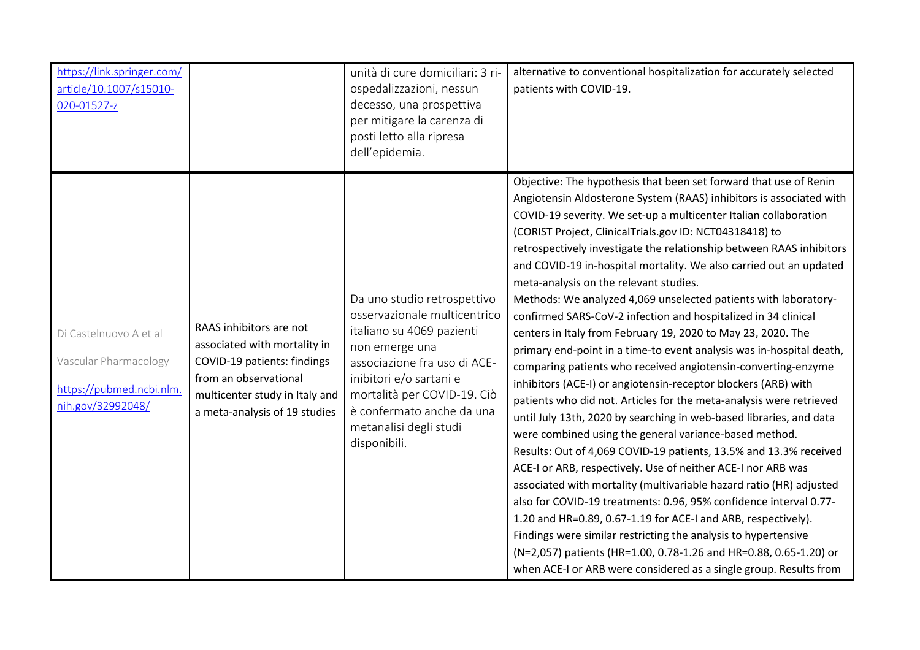| | | | |
|---|---|---|---|
| https://link.springer.com/article/10.1007/s15010-020-01527-z | | unità di cure domiciliari: 3 ri-ospedalizzazioni, nessun decesso, una prospettiva per mitigare la carenza di posti letto alla ripresa dell'epidemia. | alternative to conventional hospitalization for accurately selected patients with COVID-19. |
| Di Castelnuovo A et al<br><br>Vascular Pharmacology<br><br>https://pubmed.ncbi.nlm.nih.gov/32992048/ | RAAS inhibitors are not associated with mortality in COVID-19 patients: findings from an observational multicenter study in Italy and a meta-analysis of 19 studies | Da uno studio retrospettivo osservazionale multicentrico italiano su 4069 pazienti non emerge una associazione fra uso di ACE-inibitori e/o sartani e mortalità per COVID-19. Ciò è confermato anche da una metanalisi degli studi disponibili. | Objective: The hypothesis that been set forward that use of Renin Angiotensin Aldosterone System (RAAS) inhibitors is associated with COVID-19 severity. We set-up a multicenter Italian collaboration (CORIST Project, ClinicalTrials.gov ID: NCT04318418) to retrospectively investigate the relationship between RAAS inhibitors and COVID-19 in-hospital mortality. We also carried out an updated meta-analysis on the relevant studies.<br>Methods: We analyzed 4,069 unselected patients with laboratory-confirmed SARS-CoV-2 infection and hospitalized in 34 clinical centers in Italy from February 19, 2020 to May 23, 2020. The primary end-point in a time-to event analysis was in-hospital death, comparing patients who received angiotensin-converting-enzyme inhibitors (ACE-I) or angiotensin-receptor blockers (ARB) with patients who did not. Articles for the meta-analysis were retrieved until July 13th, 2020 by searching in web-based libraries, and data were combined using the general variance-based method.<br>Results: Out of 4,069 COVID-19 patients, 13.5% and 13.3% received ACE-I or ARB, respectively. Use of neither ACE-I nor ARB was associated with mortality (multivariable hazard ratio (HR) adjusted also for COVID-19 treatments: 0.96, 95% confidence interval 0.77-1.20 and HR=0.89, 0.67-1.19 for ACE-I and ARB, respectively). Findings were similar restricting the analysis to hypertensive (N=2,057) patients (HR=1.00, 0.78-1.26 and HR=0.88, 0.65-1.20) or when ACE-I or ARB were considered as a single group. Results from |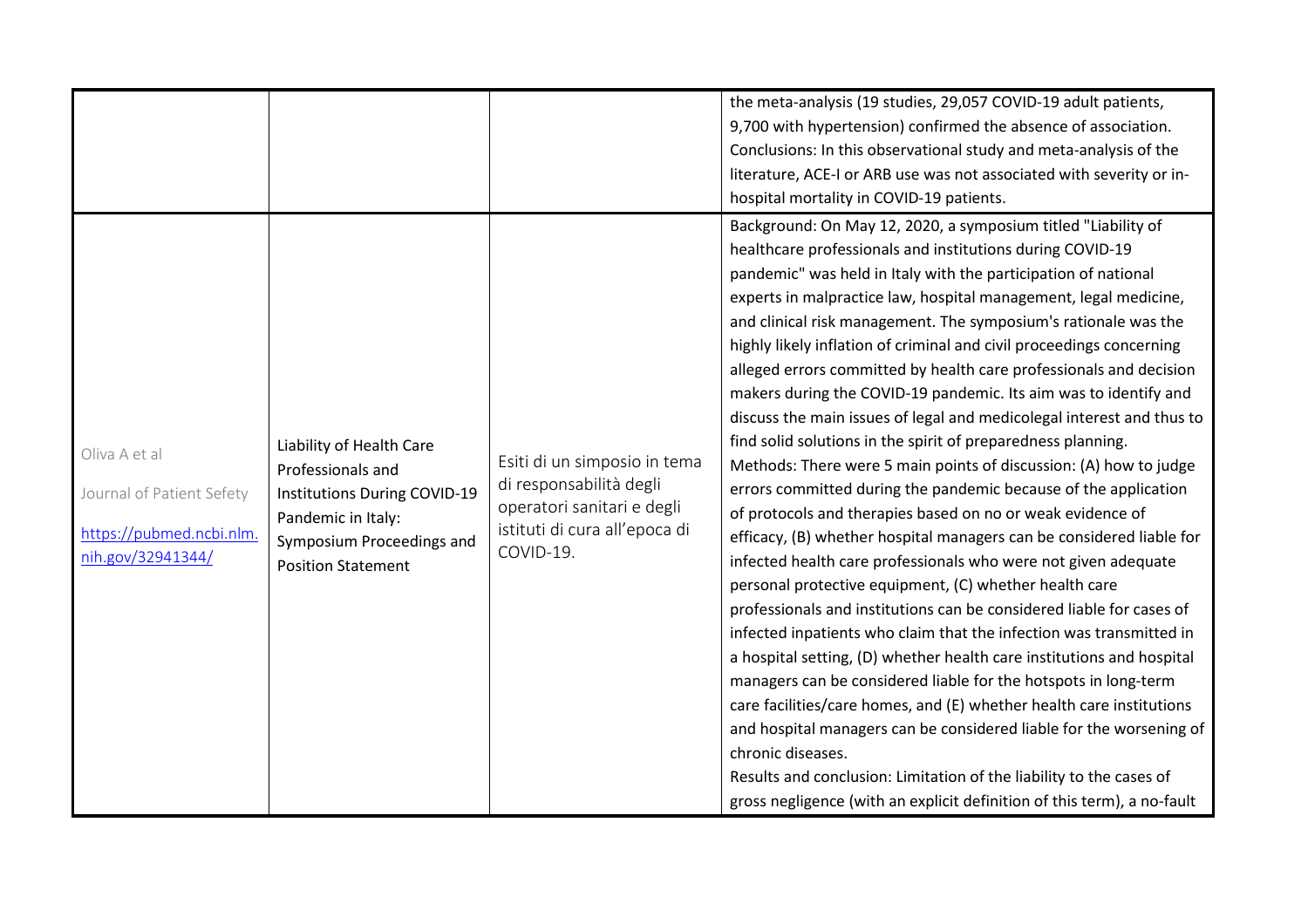| | | | |
|---|---|---|---|
| | | | the meta-analysis (19 studies, 29,057 COVID-19 adult patients, 9,700 with hypertension) confirmed the absence of association. Conclusions: In this observational study and meta-analysis of the literature, ACE-I or ARB use was not associated with severity or in-hospital mortality in COVID-19 patients. |
| Oliva A et al<br>Journal of Patient Sefety<br>[https://pubmed.ncbi.nlm.nih.gov/32941344/](https://pubmed.ncbi.nlm.nih.gov/32941344/) | Liability of Health Care Professionals and Institutions During COVID-19 Pandemic in Italy: Symposium Proceedings and Position Statement | Esiti di un simposio in tema di responsabilità degli operatori sanitari e degli istituti di cura all'epoca di COVID-19. | Background: On May 12, 2020, a symposium titled "Liability of healthcare professionals and institutions during COVID-19 pandemic" was held in Italy with the participation of national experts in malpractice law, hospital management, legal medicine, and clinical risk management. The symposium's rationale was the highly likely inflation of criminal and civil proceedings concerning alleged errors committed by health care professionals and decision makers during the COVID-19 pandemic. Its aim was to identify and discuss the main issues of legal and medicolegal interest and thus to find solid solutions in the spirit of preparedness planning.<br>Methods: There were 5 main points of discussion: (A) how to judge errors committed during the pandemic because of the application of protocols and therapies based on no or weak evidence of efficacy, (B) whether hospital managers can be considered liable for infected health care professionals who were not given adequate personal protective equipment, (C) whether health care professionals and institutions can be considered liable for cases of infected inpatients who claim that the infection was transmitted in a hospital setting, (D) whether health care institutions and hospital managers can be considered liable for the hotspots in long-term care facilities/care homes, and (E) whether health care institutions and hospital managers can be considered liable for the worsening of chronic diseases.<br>Results and conclusion: Limitation of the liability to the cases of gross negligence (with an explicit definition of this term), a no-fault |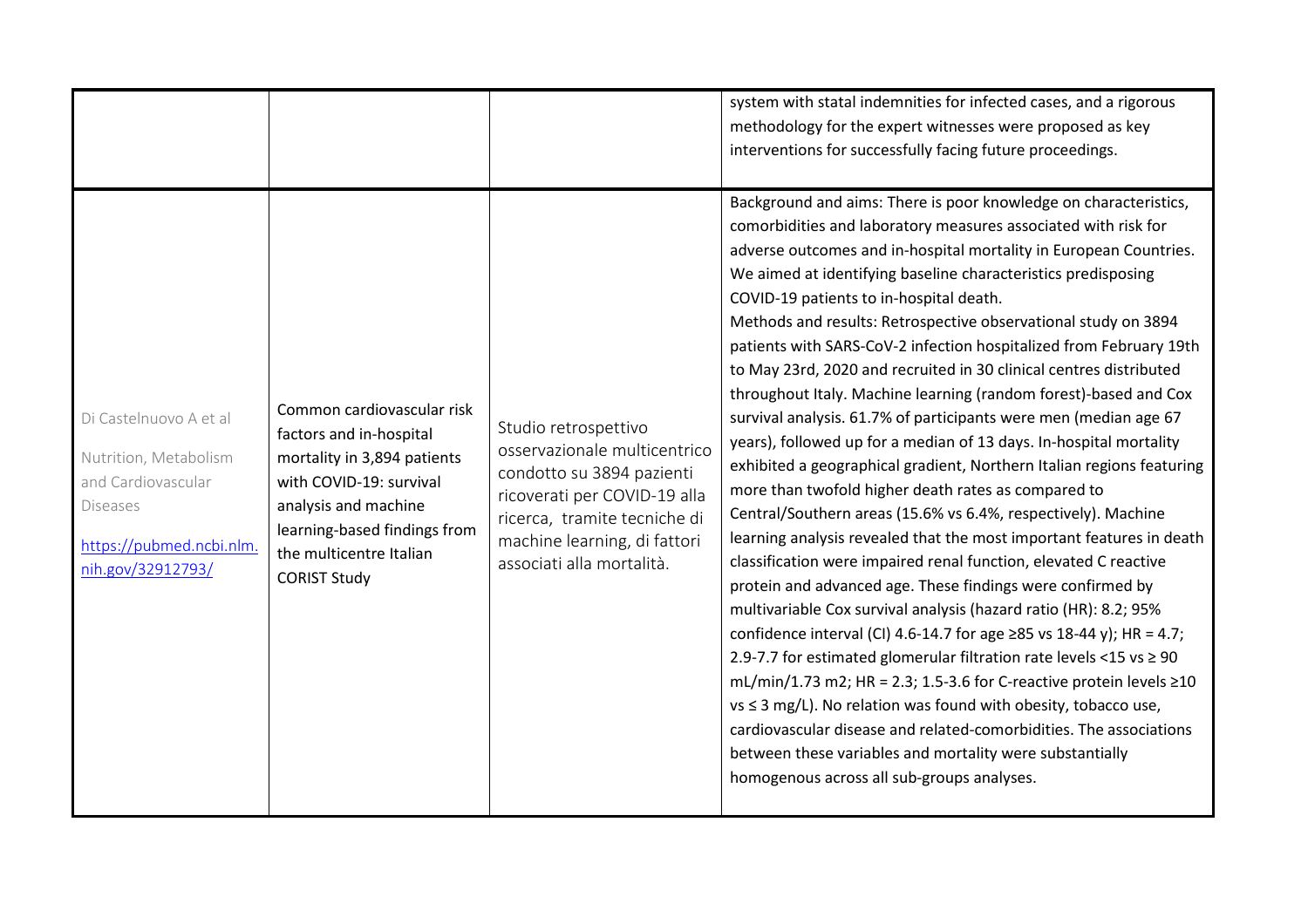| | | | |
|---|---|---|---|
| | | | system with statal indemnities for infected cases, and a rigorous methodology for the expert witnesses were proposed as key interventions for successfully facing future proceedings. |
| Di Castelnuovo A et al<br><br>Nutrition, Metabolism and Cardiovascular Diseases<br><br>https://pubmed.ncbi.nlm.nih.gov/32912793/ | Common cardiovascular risk factors and in-hospital mortality in 3,894 patients with COVID-19: survival analysis and machine learning-based findings from the multicentre Italian CORIST Study | Studio retrospettivo osservazionale multicentrico condotto su 3894 pazienti ricoverati per COVID-19 alla ricerca, tramite tecniche di machine learning, di fattori associati alla mortalità. | Background and aims: There is poor knowledge on characteristics, comorbidities and laboratory measures associated with risk for adverse outcomes and in-hospital mortality in European Countries. We aimed at identifying baseline characteristics predisposing COVID-19 patients to in-hospital death.<br>Methods and results: Retrospective observational study on 3894 patients with SARS-CoV-2 infection hospitalized from February 19th to May 23rd, 2020 and recruited in 30 clinical centres distributed throughout Italy. Machine learning (random forest)-based and Cox survival analysis. 61.7% of participants were men (median age 67 years), followed up for a median of 13 days. In-hospital mortality exhibited a geographical gradient, Northern Italian regions featuring more than twofold higher death rates as compared to Central/Southern areas (15.6% vs 6.4%, respectively). Machine learning analysis revealed that the most important features in death classification were impaired renal function, elevated C reactive protein and advanced age. These findings were confirmed by multivariable Cox survival analysis (hazard ratio (HR): 8.2; 95% confidence interval (CI) 4.6-14.7 for age ≥85 vs 18-44 y); HR = 4.7; 2.9-7.7 for estimated glomerular filtration rate levels <15 vs ≥ 90 mL/min/1.73 m2; HR = 2.3; 1.5-3.6 for C-reactive protein levels ≥10 vs ≤ 3 mg/L). No relation was found with obesity, tobacco use, cardiovascular disease and related-comorbidities. The associations between these variables and mortality were substantially homogenous across all sub-groups analyses. |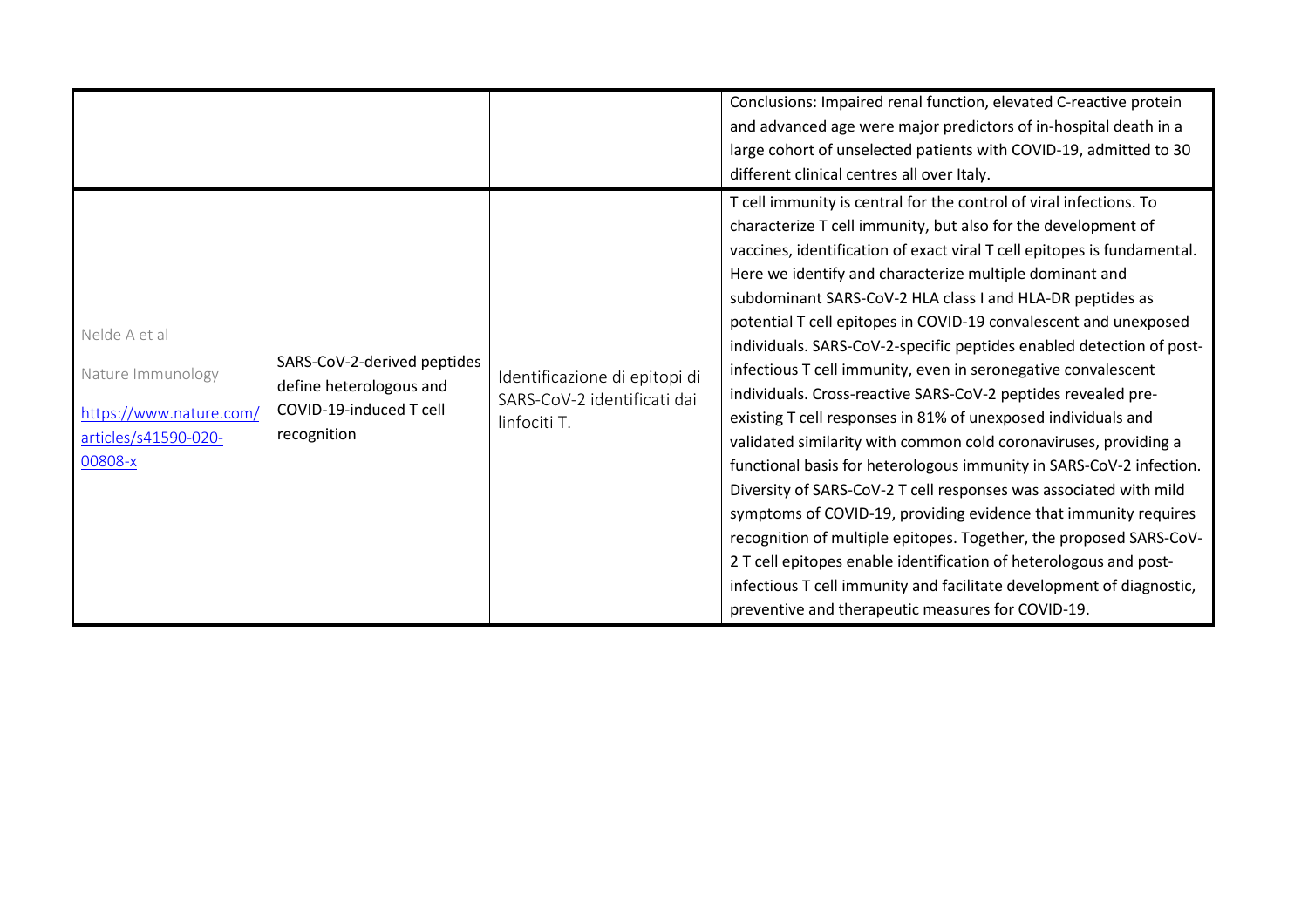| | | | |
|---|---|---|---|
| | | | Conclusions: Impaired renal function, elevated C-reactive protein and advanced age were major predictors of in-hospital death in a large cohort of unselected patients with COVID-19, admitted to 30 different clinical centres all over Italy. |
| Nelde A et al<br><br>Nature Immunology<br><br>https://www.nature.com/articles/s41590-020-00808-x | SARS-CoV-2-derived peptides define heterologous and COVID-19-induced T cell recognition | Identificazione di epitopi di SARS-CoV-2 identificati dai linfociti T. | T cell immunity is central for the control of viral infections. To characterize T cell immunity, but also for the development of vaccines, identification of exact viral T cell epitopes is fundamental. Here we identify and characterize multiple dominant and subdominant SARS-CoV-2 HLA class I and HLA-DR peptides as potential T cell epitopes in COVID-19 convalescent and unexposed individuals. SARS-CoV-2-specific peptides enabled detection of post-infectious T cell immunity, even in seronegative convalescent individuals. Cross-reactive SARS-CoV-2 peptides revealed pre-existing T cell responses in 81% of unexposed individuals and validated similarity with common cold coronaviruses, providing a functional basis for heterologous immunity in SARS-CoV-2 infection. Diversity of SARS-CoV-2 T cell responses was associated with mild symptoms of COVID-19, providing evidence that immunity requires recognition of multiple epitopes. Together, the proposed SARS-CoV-2 T cell epitopes enable identification of heterologous and post-infectious T cell immunity and facilitate development of diagnostic, preventive and therapeutic measures for COVID-19. |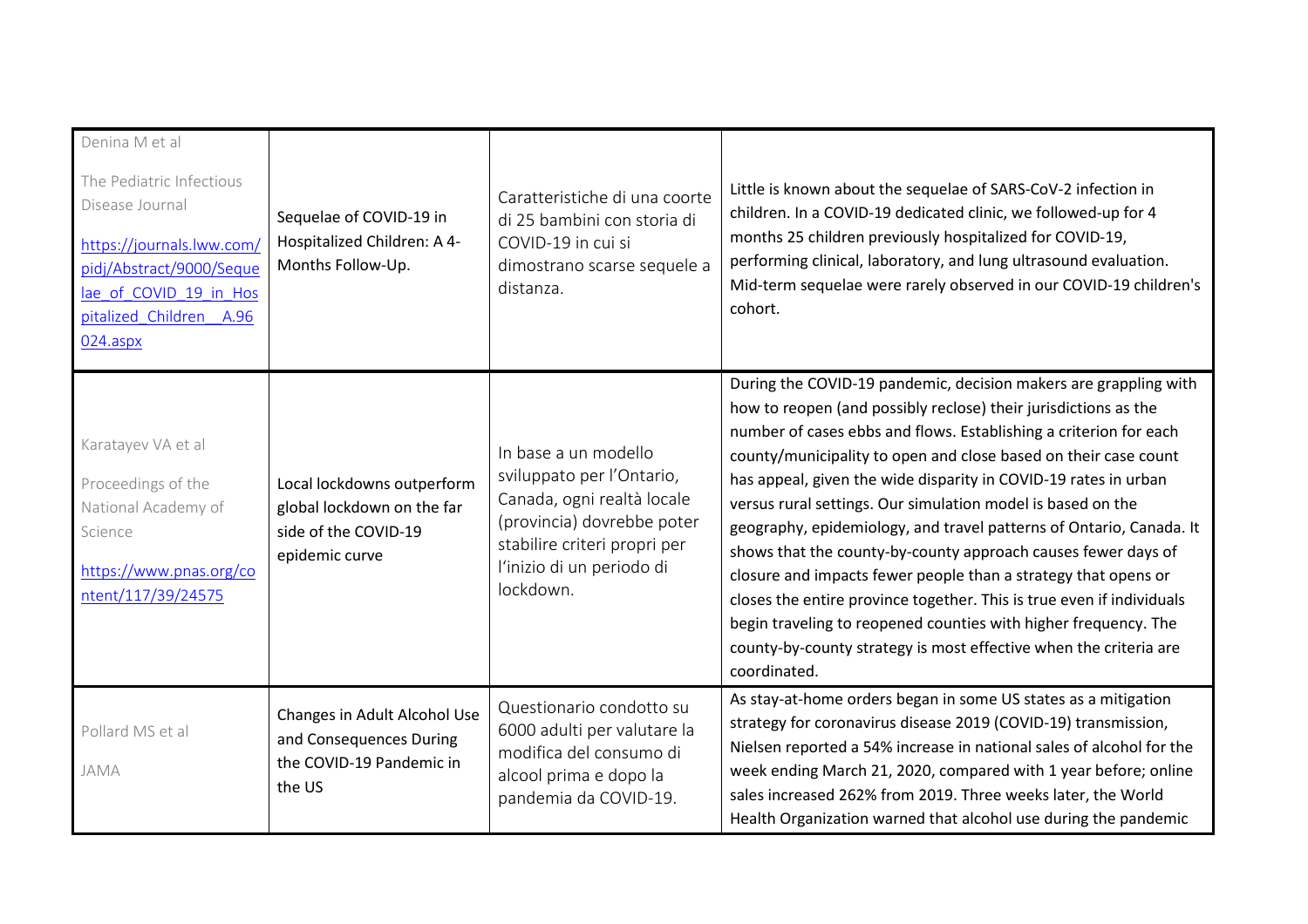| | | | |
|---|---|---|---|
| Denina M et al<br><br>The Pediatric Infectious Disease Journal<br><br>[https://journals.lww.com/pidj/Abstract/9000/Sequelae_of_COVID_19_in_Hospitalized_Children__A.96024.aspx](https://journals.lww.com/pidj/Abstract/9000/Sequelae_of_COVID_19_in_Hospitalized_Children__A.96024.aspx) | Sequelae of COVID-19 in Hospitalized Children: A 4-Months Follow-Up. | Caratteristiche di una coorte di 25 bambini con storia di COVID-19 in cui si dimostrano scarse sequele a distanza. | Little is known about the sequelae of SARS-CoV-2 infection in children. In a COVID-19 dedicated clinic, we followed-up for 4 months 25 children previously hospitalized for COVID-19, performing clinical, laboratory, and lung ultrasound evaluation. Mid-term sequelae were rarely observed in our COVID-19 children's cohort. |
| Karatayev VA et al<br><br>Proceedings of the National Academy of Science<br><br>[https://www.pnas.org/content/117/39/24575](https://www.pnas.org/content/117/39/24575) | Local lockdowns outperform global lockdown on the far side of the COVID-19 epidemic curve | In base a un modello sviluppato per l'Ontario, Canada, ogni realtà locale (provincia) dovrebbe poter stabilire criteri propri per l'inizio di un periodo di lockdown. | During the COVID-19 pandemic, decision makers are grappling with how to reopen (and possibly reclose) their jurisdictions as the number of cases ebbs and flows. Establishing a criterion for each county/municipality to open and close based on their case count has appeal, given the wide disparity in COVID-19 rates in urban versus rural settings. Our simulation model is based on the geography, epidemiology, and travel patterns of Ontario, Canada. It shows that the county-by-county approach causes fewer days of closure and impacts fewer people than a strategy that opens or closes the entire province together. This is true even if individuals begin traveling to reopened counties with higher frequency. The county-by-county strategy is most effective when the criteria are coordinated. |
| Pollard MS et al<br><br>JAMA | Changes in Adult Alcohol Use and Consequences During the COVID-19 Pandemic in the US | Questionario condotto su 6000 adulti per valutare la modifica del consumo di alcool prima e dopo la pandemia da COVID-19. | As stay-at-home orders began in some US states as a mitigation strategy for coronavirus disease 2019 (COVID-19) transmission, Nielsen reported a 54% increase in national sales of alcohol for the week ending March 21, 2020, compared with 1 year before; online sales increased 262% from 2019. Three weeks later, the World Health Organization warned that alcohol use during the pandemic |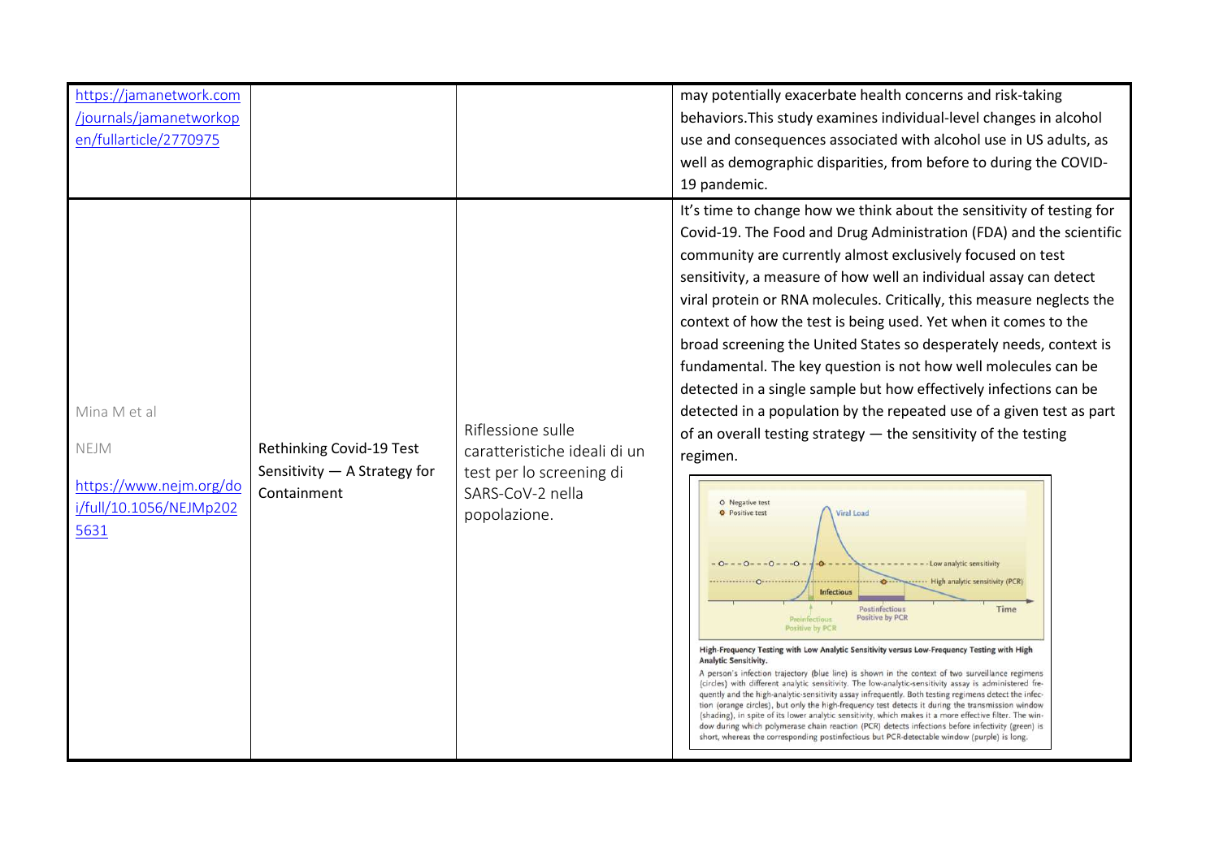| | | | |
|---|---|---|---|
| https://jamanetwork.com/journals/jamanetworkopen/fullarticle/2770975 | | | may potentially exacerbate health concerns and risk-taking behaviors.This study examines individual-level changes in alcohol use and consequences associated with alcohol use in US adults, as well as demographic disparities, from before to during the COVID-19 pandemic. |
| Mina M et al<br>NEJM<br>https://www.nejm.org/doi/full/10.1056/NEJMp2025631 | Rethinking Covid-19 Test Sensitivity — A Strategy for Containment | Riflessione sulle caratteristiche ideali di un test per lo screening di SARS-CoV-2 nella popolazione. | It's time to change how we think about the sensitivity of testing for Covid-19. The Food and Drug Administration (FDA) and the scientific community are currently almost exclusively focused on test sensitivity, a measure of how well an individual assay can detect viral protein or RNA molecules. Critically, this measure neglects the context of how the test is being used. Yet when it comes to the broad screening the United States so desperately needs, context is fundamental. The key question is not how well molecules can be detected in a single sample but how effectively infections can be detected in a population by the repeated use of a given test as part of an overall testing strategy — the sensitivity of the testing regimen.<br><br>Negative test<br>Positive test<br>Viral Load<br>Low analytic sensitivity<br>High analytic sensitivity (PCR)<br>Infectious<br>Preinfectious Positive by PCR<br>Postinfectious Positive by PCR<br>Time<br><br>**High-Frequency Testing with Low Analytic Sensitivity versus Low-Frequency Testing with High Analytic Sensitivity.**<br>A person's infection trajectory (blue line) is shown in the context of two surveillance regimens (circles) with different analytic sensitivity. The low-analytic-sensitivity assay is administered frequently and the high-analytic-sensitivity assay infrequently. Both testing regimens detect the infection (orange circles), but only the high-frequency test detects it during the transmission window (shading), in spite of its lower analytic sensitivity, which makes it a more effective filter. The window during which polymerase chain reaction (PCR) detects infections before infectivity (green) is short, whereas the corresponding postinfectious but PCR-detectable window (purple) is long. |